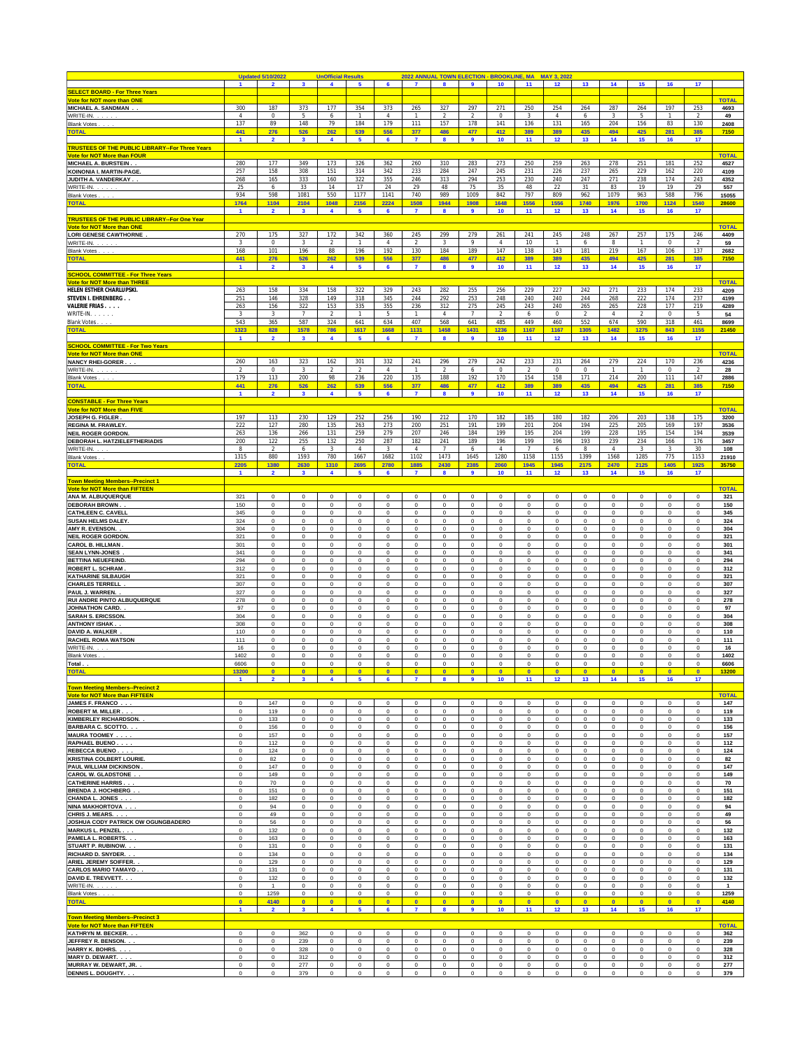Updated 5/10/2022 — UnOfficial Results — 2022 ANNUAL TOWN ELECTION - BROOKLINE, MA MAY 3, 2022

| | 1 | 2 | 3 | 4 | 5 | 6 | 7 | 8 | 9 | 10 | 11 | 12 | 13 | 14 | 15 | 16 | 17 | |
|---|---|---|---|---|---|---|---|---|---|---|---|---|---|---|---|---|---|---|
| **SELECT BOARD - For Three Years** | | | | | | | | | | | | | | | | | | |
| **Vote for NOT more than ONE** | | | | | | | | | | | | | | | | | | **TOTAL** |
| MICHAEL A. SANDMAN . . | 300 | 187 | 373 | 177 | 354 | 373 | 265 | 327 | 297 | 271 | 250 | 254 | 264 | 287 | 264 | 197 | 253 | 4693 |
| WRITE-IN. . . . . | 4 | 0 | 5 | 6 | 1 | 4 | 1 | 2 | 2 | 0 | 3 | 4 | 6 | 3 | 5 | 1 | 2 | 49 |
| Blank Votes . . . . | 137 | 89 | 148 | 79 | 184 | 179 | 111 | 157 | 178 | 141 | 136 | 131 | 165 | 204 | 156 | 83 | 130 | 2408 |
| **TOTAL** | 441 | 276 | 526 | 262 | 539 | 556 | 377 | 486 | 477 | 412 | 389 | 389 | 435 | 494 | 425 | 281 | 385 | 7150 |
| | 1 | 2 | 3 | 4 | 5 | 6 | 7 | 8 | 9 | 10 | 11 | 12 | 13 | 14 | 15 | 16 | 17 | |
| **TRUSTEES OF THE PUBLIC LIBRARY--For Three Years** | | | | | | | | | | | | | | | | | | |
| **Vote for NOT More than FOUR** | | | | | | | | | | | | | | | | | | **TOTAL** |
| MICHAEL A. BURSTEIN . . | 280 | 177 | 349 | 173 | 326 | 362 | 260 | 310 | 283 | 273 | 250 | 259 | 263 | 278 | 251 | 181 | 252 | 4527 |
| KOINONIA I. MARTIN-PAGE. | 257 | 158 | 308 | 151 | 314 | 342 | 233 | 284 | 247 | 245 | 231 | 226 | 237 | 265 | 229 | 162 | 220 | 4109 |
| JUDITH A. VANDERKAY . . | 268 | 165 | 333 | 160 | 322 | 355 | 246 | 313 | 294 | 253 | 230 | 240 | 247 | 271 | 238 | 174 | 243 | 4352 |
| WRITE-IN. . . . . | 25 | 6 | 33 | 14 | 17 | 24 | 29 | 48 | 75 | 35 | 48 | 22 | 31 | 83 | 19 | 19 | 29 | 557 |
| Blank Votes . . . . | 934 | 598 | 1081 | 550 | 1177 | 1141 | 740 | 989 | 1009 | 842 | 797 | 809 | 962 | 1079 | 963 | 588 | 796 | 15055 |
| **TOTAL** | 1764 | 1104 | 2104 | 1048 | 2156 | 2224 | 1508 | 1944 | 1908 | 1648 | 1556 | 1556 | 1740 | 1976 | 1700 | 1124 | 1540 | 28600 |
| | 1 | 2 | 3 | 4 | 5 | 6 | 7 | 8 | 9 | 10 | 11 | 12 | 13 | 14 | 15 | 16 | 17 | |
| **TRUSTEES OF THE PUBLIC LIBRARY--For One Year** | | | | | | | | | | | | | | | | | | |
| **Vote for NOT More than ONE** | | | | | | | | | | | | | | | | | | **TOTAL** |
| LORI GENESE CAWTHORNE . | 270 | 175 | 327 | 172 | 342 | 360 | 245 | 299 | 279 | 261 | 241 | 245 | 248 | 267 | 257 | 175 | 246 | 4409 |
| WRITE-IN. . . . . | 3 | 0 | 3 | 2 | 1 | 4 | 2 | 3 | 9 | 4 | 10 | 1 | 6 | 8 | 1 | 0 | 2 | 59 |
| Blank Votes . . . . | 168 | 101 | 196 | 88 | 196 | 192 | 130 | 184 | 189 | 147 | 138 | 143 | 181 | 219 | 167 | 106 | 137 | 2682 |
| **TOTAL** | 441 | 276 | 526 | 262 | 539 | 556 | 377 | 486 | 477 | 412 | 389 | 389 | 435 | 494 | 425 | 281 | 385 | 7150 |
| | 1 | 2 | 3 | 4 | 5 | 6 | 7 | 8 | 9 | 10 | 11 | 12 | 13 | 14 | 15 | 16 | 17 | |
| **SCHOOL COMMITTEE - For Three Years** | | | | | | | | | | | | | | | | | | |
| **Vote for NOT More than THREE** | | | | | | | | | | | | | | | | | | **TOTAL** |
| HELEN ESTHER CHARLUPSKI. | 263 | 158 | 334 | 158 | 322 | 329 | 243 | 282 | 255 | 256 | 229 | 227 | 242 | 271 | 233 | 174 | 233 | 4209 |
| STEVEN I. EHRENBERG . . | 251 | 146 | 328 | 149 | 318 | 345 | 244 | 292 | 253 | 248 | 240 | 240 | 244 | 268 | 222 | 174 | 237 | 4199 |
| VALERIE FRIAS . . . . | 263 | 156 | 322 | 153 | 335 | 355 | 236 | 312 | 275 | 245 | 243 | 240 | 265 | 265 | 228 | 177 | 219 | 4289 |
| WRITE-IN. . . . . . | 3 | 3 | 7 | 2 | 1 | 5 | 1 | 4 | 7 | 2 | 6 | 0 | 2 | 4 | 2 | 0 | 5 | 54 |
| Blank Votes . . . . | 543 | 365 | 587 | 324 | 641 | 634 | 407 | 568 | 641 | 485 | 449 | 460 | 552 | 674 | 590 | 318 | 461 | 8699 |
| **TOTAL** | 1323 | 828 | 1578 | 786 | 1617 | 1668 | 1131 | 1458 | 1431 | 1236 | 1167 | 1167 | 1305 | 1482 | 1275 | 843 | 1155 | 21450 |
| | 1 | 2 | 3 | 4 | 5 | 6 | 7 | 8 | 9 | 10 | 11 | 12 | 13 | 14 | 15 | 16 | 17 | |
| **SCHOOL COMMITTEE - For Two Years** | | | | | | | | | | | | | | | | | | |
| **Vote for NOT More than ONE** | | | | | | | | | | | | | | | | | | **TOTAL** |
| NANCY RHEI-GORER . . . | 260 | 163 | 323 | 162 | 301 | 332 | 241 | 296 | 279 | 242 | 233 | 231 | 264 | 279 | 224 | 170 | 236 | 4236 |
| WRITE-IN. . . . . . | 2 | 0 | 3 | 2 | 2 | 4 | 1 | 2 | 6 | 0 | 2 | 0 | 0 | 1 | 1 | 0 | 2 | 28 |
| Blank Votes . . . . | 179 | 113 | 200 | 98 | 236 | 220 | 135 | 188 | 192 | 170 | 154 | 158 | 171 | 214 | 200 | 111 | 147 | 2886 |
| **TOTAL** | 441 | 276 | 526 | 262 | 539 | 556 | 377 | 486 | 477 | 412 | 389 | 389 | 435 | 494 | 425 | 281 | 385 | 7150 |
| | 1 | 2 | 3 | 4 | 5 | 6 | 7 | 8 | 9 | 10 | 11 | 12 | 13 | 14 | 15 | 16 | 17 | |
| **CONSTABLE - For Three Years** | | | | | | | | | | | | | | | | | | |
| **Vote for Not More than FIVE** | | | | | | | | | | | | | | | | | | **TOTAL** |
| JOSEPH G. FIGLER . | 197 | 113 | 230 | 129 | 252 | 256 | 190 | 212 | 170 | 182 | 185 | 180 | 182 | 206 | 203 | 138 | 175 | 3200 |
| REGINA M. FRAWLEY. | 222 | 127 | 280 | 135 | 263 | 273 | 200 | 251 | 191 | 199 | 201 | 204 | 194 | 225 | 205 | 169 | 197 | 3536 |
| NEIL ROGER GORDON. | 263 | 136 | 266 | 131 | 259 | 279 | 207 | 246 | 184 | 199 | 195 | 204 | 199 | 228 | 195 | 154 | 194 | 3539 |
| DEBORAH L. HATZIELEFTHERIADIS | 200 | 122 | 255 | 132 | 250 | 287 | 182 | 241 | 189 | 196 | 199 | 196 | 193 | 239 | 234 | 166 | 176 | 3457 |
| WRITE-IN. . . | 8 | 2 | 6 | 3 | 4 | 3 | 4 | 7 | 6 | 4 | 7 | 6 | 8 | 4 | 3 | 3 | 30 | 108 |
| Blank Votes . . | 1315 | 880 | 1593 | 780 | 1667 | 1682 | 1102 | 1473 | 1645 | 1280 | 1158 | 1155 | 1399 | 1568 | 1285 | 775 | 1153 | 21910 |
| **TOTAL** | 2205 | 1380 | 2630 | 1310 | 2695 | 2780 | 1885 | 2430 | 2385 | 2060 | 1945 | 1945 | 2175 | 2470 | 2125 | 1405 | 1925 | 35750 |
| | 1 | 2 | 3 | 4 | 5 | 6 | 7 | 8 | 9 | 10 | 11 | 12 | 13 | 14 | 15 | 16 | 17 | |
| **Town Meeting Members--Precinct 1** | | | | | | | | | | | | | | | | | | |
| **Vote for NOT More than FIFTEEN** | | | | | | | | | | | | | | | | | | **TOTAL** |
| ANA M. ALBUQUERQUE | 321 | 0 | 0 | 0 | 0 | 0 | 0 | 0 | 0 | 0 | 0 | 0 | 0 | 0 | 0 | 0 | 0 | 321 |
| DEBORAH BROWN . . | 150 | 0 | 0 | 0 | 0 | 0 | 0 | 0 | 0 | 0 | 0 | 0 | 0 | 0 | 0 | 0 | 0 | 150 |
| CATHLEEN C. CAVELL | 345 | 0 | 0 | 0 | 0 | 0 | 0 | 0 | 0 | 0 | 0 | 0 | 0 | 0 | 0 | 0 | 0 | 345 |
| SUSAN HELMS DALEY. | 324 | 0 | 0 | 0 | 0 | 0 | 0 | 0 | 0 | 0 | 0 | 0 | 0 | 0 | 0 | 0 | 0 | 324 |
| AMY R. EVENSON. . | 304 | 0 | 0 | 0 | 0 | 0 | 0 | 0 | 0 | 0 | 0 | 0 | 0 | 0 | 0 | 0 | 0 | 304 |
| NEIL ROGER GORDON. | 321 | 0 | 0 | 0 | 0 | 0 | 0 | 0 | 0 | 0 | 0 | 0 | 0 | 0 | 0 | 0 | 0 | 321 |
| CAROL B. HILLMAN . | 301 | 0 | 0 | 0 | 0 | 0 | 0 | 0 | 0 | 0 | 0 | 0 | 0 | 0 | 0 | 0 | 0 | 301 |
| SEAN LYNN-JONES . | 341 | 0 | 0 | 0 | 0 | 0 | 0 | 0 | 0 | 0 | 0 | 0 | 0 | 0 | 0 | 0 | 0 | 341 |
| BETTINA NEUEFEIND. | 294 | 0 | 0 | 0 | 0 | 0 | 0 | 0 | 0 | 0 | 0 | 0 | 0 | 0 | 0 | 0 | 0 | 294 |
| ROBERT L. SCHRAM . | 312 | 0 | 0 | 0 | 0 | 0 | 0 | 0 | 0 | 0 | 0 | 0 | 0 | 0 | 0 | 0 | 0 | 312 |
| KATHARINE SILBAUGH | 321 | 0 | 0 | 0 | 0 | 0 | 0 | 0 | 0 | 0 | 0 | 0 | 0 | 0 | 0 | 0 | 0 | 321 |
| CHARLES TERRELL . | 307 | 0 | 0 | 0 | 0 | 0 | 0 | 0 | 0 | 0 | 0 | 0 | 0 | 0 | 0 | 0 | 0 | 307 |
| PAUL J. WARREN. . | 327 | 0 | 0 | 0 | 0 | 0 | 0 | 0 | 0 | 0 | 0 | 0 | 0 | 0 | 0 | 0 | 0 | 327 |
| RUI ANDRE PINTO ALBUQUERQUE | 278 | 0 | 0 | 0 | 0 | 0 | 0 | 0 | 0 | 0 | 0 | 0 | 0 | 0 | 0 | 0 | 0 | 278 |
| JOHNATHON CARD. . | 97 | 0 | 0 | 0 | 0 | 0 | 0 | 0 | 0 | 0 | 0 | 0 | 0 | 0 | 0 | 0 | 0 | 97 |
| SARAH S. ERICSSON. | 304 | 0 | 0 | 0 | 0 | 0 | 0 | 0 | 0 | 0 | 0 | 0 | 0 | 0 | 0 | 0 | 0 | 304 |
| ANTHONY ISHAK . . | 308 | 0 | 0 | 0 | 0 | 0 | 0 | 0 | 0 | 0 | 0 | 0 | 0 | 0 | 0 | 0 | 0 | 308 |
| DAVID A. WALKER . | 110 | 0 | 0 | 0 | 0 | 0 | 0 | 0 | 0 | 0 | 0 | 0 | 0 | 0 | 0 | 0 | 0 | 110 |
| RACHEL ROMA WATSON | 111 | 0 | 0 | 0 | 0 | 0 | 0 | 0 | 0 | 0 | 0 | 0 | 0 | 0 | 0 | 0 | 0 | 111 |
| WRITE-IN. . . . | 16 | 0 | 0 | 0 | 0 | 0 | 0 | 0 | 0 | 0 | 0 | 0 | 0 | 0 | 0 | 0 | 0 | 16 |
| Blank Votes . . | 1402 | 0 | 0 | 0 | 0 | 0 | 0 | 0 | 0 | 0 | 0 | 0 | 0 | 0 | 0 | 0 | 0 | 1402 |
| Total . . | 6606 | 0 | 0 | 0 | 0 | 0 | 0 | 0 | 0 | 0 | 0 | 0 | 0 | 0 | 0 | 0 | 0 | 6606 |
| **TOTAL** | 13200 | 0 | 0 | 0 | 0 | 0 | 0 | 0 | 0 | 0 | 0 | 0 | 0 | 0 | 0 | 0 | 0 | 13200 |
| | 1 | 2 | 3 | 4 | 5 | 6 | 7 | 8 | 9 | 10 | 11 | 12 | 13 | 14 | 15 | 16 | 17 | |
| **Town Meeting Members--Precinct 2** | | | | | | | | | | | | | | | | | | |
| **Vote for NOT More than FIFTEEN** | | | | | | | | | | | | | | | | | | **TOTAL** |
| JAMES F. FRANCO . . . | 0 | 147 | 0 | 0 | 0 | 0 | 0 | 0 | 0 | 0 | 0 | 0 | 0 | 0 | 0 | 0 | 0 | 147 |
| ROBERT M. MILLER . . . | 0 | 119 | 0 | 0 | 0 | 0 | 0 | 0 | 0 | 0 | 0 | 0 | 0 | 0 | 0 | 0 | 0 | 119 |
| KIMBERLEY RICHARDSON. . | 0 | 133 | 0 | 0 | 0 | 0 | 0 | 0 | 0 | 0 | 0 | 0 | 0 | 0 | 0 | 0 | 0 | 133 |
| BARBARA C. SCOTTO. . . | 0 | 156 | 0 | 0 | 0 | 0 | 0 | 0 | 0 | 0 | 0 | 0 | 0 | 0 | 0 | 0 | 0 | 156 |
| MAURA TOOMEY . . . . | 0 | 157 | 0 | 0 | 0 | 0 | 0 | 0 | 0 | 0 | 0 | 0 | 0 | 0 | 0 | 0 | 0 | 157 |
| RAPHAEL BUENO . . . . | 0 | 112 | 0 | 0 | 0 | 0 | 0 | 0 | 0 | 0 | 0 | 0 | 0 | 0 | 0 | 0 | 0 | 112 |
| REBECCA BUENO . . . . | 0 | 124 | 0 | 0 | 0 | 0 | 0 | 0 | 0 | 0 | 0 | 0 | 0 | 0 | 0 | 0 | 0 | 124 |
| KRISTINA COLBERT LOURIE. | 0 | 82 | 0 | 0 | 0 | 0 | 0 | 0 | 0 | 0 | 0 | 0 | 0 | 0 | 0 | 0 | 0 | 82 |
| PAUL WILLIAM DICKINSON . | 0 | 147 | 0 | 0 | 0 | 0 | 0 | 0 | 0 | 0 | 0 | 0 | 0 | 0 | 0 | 0 | 0 | 147 |
| CAROL W. GLADSTONE . . | 0 | 149 | 0 | 0 | 0 | 0 | 0 | 0 | 0 | 0 | 0 | 0 | 0 | 0 | 0 | 0 | 0 | 149 |
| CATHERINE HARRIS . . . | 0 | 70 | 0 | 0 | 0 | 0 | 0 | 0 | 0 | 0 | 0 | 0 | 0 | 0 | 0 | 0 | 0 | 70 |
| BRENDA J. HOCHBERG . . | 0 | 151 | 0 | 0 | 0 | 0 | 0 | 0 | 0 | 0 | 0 | 0 | 0 | 0 | 0 | 0 | 0 | 151 |
| CHANDA L. JONES . . . | 0 | 182 | 0 | 0 | 0 | 0 | 0 | 0 | 0 | 0 | 0 | 0 | 0 | 0 | 0 | 0 | 0 | 182 |
| NINA MAKHORTOVA . . . | 0 | 94 | 0 | 0 | 0 | 0 | 0 | 0 | 0 | 0 | 0 | 0 | 0 | 0 | 0 | 0 | 0 | 94 |
| CHRIS J. MEARS. . . . | 0 | 49 | 0 | 0 | 0 | 0 | 0 | 0 | 0 | 0 | 0 | 0 | 0 | 0 | 0 | 0 | 0 | 49 |
| JOSHUA CODY PATRICK OW OGUNGBADERO | 0 | 56 | 0 | 0 | 0 | 0 | 0 | 0 | 0 | 0 | 0 | 0 | 0 | 0 | 0 | 0 | 0 | 56 |
| MARKUS L. PENZEL . . . | 0 | 132 | 0 | 0 | 0 | 0 | 0 | 0 | 0 | 0 | 0 | 0 | 0 | 0 | 0 | 0 | 0 | 132 |
| PAMELA L. ROBERTS. . . | 0 | 163 | 0 | 0 | 0 | 0 | 0 | 0 | 0 | 0 | 0 | 0 | 0 | 0 | 0 | 0 | 0 | 163 |
| STUART P. RUBINOW. . . | 0 | 131 | 0 | 0 | 0 | 0 | 0 | 0 | 0 | 0 | 0 | 0 | 0 | 0 | 0 | 0 | 0 | 131 |
| RICHARD D. SNYDER. . . | 0 | 134 | 0 | 0 | 0 | 0 | 0 | 0 | 0 | 0 | 0 | 0 | 0 | 0 | 0 | 0 | 0 | 134 |
| ARIEL JEREMY SOIFFER. . | 0 | 129 | 0 | 0 | 0 | 0 | 0 | 0 | 0 | 0 | 0 | 0 | 0 | 0 | 0 | 0 | 0 | 129 |
| CARLOS MARIO TAMAYO . . | 0 | 131 | 0 | 0 | 0 | 0 | 0 | 0 | 0 | 0 | 0 | 0 | 0 | 0 | 0 | 0 | 0 | 131 |
| DAVID E. TREVVETT. . . | 0 | 132 | 0 | 0 | 0 | 0 | 0 | 0 | 0 | 0 | 0 | 0 | 0 | 0 | 0 | 0 | 0 | 132 |
| WRITE-IN. . . . . . | 0 | 1 | 0 | 0 | 0 | 0 | 0 | 0 | 0 | 0 | 0 | 0 | 0 | 0 | 0 | 0 | 0 | 1 |
| Blank Votes . . . . | 0 | 1259 | 0 | 0 | 0 | 0 | 0 | 0 | 0 | 0 | 0 | 0 | 0 | 0 | 0 | 0 | 0 | 1259 |
| **TOTAL** | 0 | 4140 | 0 | 0 | 0 | 0 | 0 | 0 | 0 | 0 | 0 | 0 | 0 | 0 | 0 | 0 | 0 | 4140 |
| | 1 | 2 | 3 | 4 | 5 | 6 | 7 | 8 | 9 | 10 | 11 | 12 | 13 | 14 | 15 | 16 | 17 | |
| **Town Meeting Members--Precinct 3** | | | | | | | | | | | | | | | | | | |
| **Vote for NOT More than FIFTEEN** | | | | | | | | | | | | | | | | | | **TOTAL** |
| KATHRYN M. BECKER. . . | 0 | 0 | 362 | 0 | 0 | 0 | 0 | 0 | 0 | 0 | 0 | 0 | 0 | 0 | 0 | 0 | 0 | 362 |
| JEFFREY R. BENSON. . . | 0 | 0 | 239 | 0 | 0 | 0 | 0 | 0 | 0 | 0 | 0 | 0 | 0 | 0 | 0 | 0 | 0 | 239 |
| HARRY K. BOHRS. . . . | 0 | 0 | 328 | 0 | 0 | 0 | 0 | 0 | 0 | 0 | 0 | 0 | 0 | 0 | 0 | 0 | 0 | 328 |
| MARY D. DEWART. . . . | 0 | 0 | 312 | 0 | 0 | 0 | 0 | 0 | 0 | 0 | 0 | 0 | 0 | 0 | 0 | 0 | 0 | 312 |
| MURRAY W. DEWART, JR. . | 0 | 0 | 277 | 0 | 0 | 0 | 0 | 0 | 0 | 0 | 0 | 0 | 0 | 0 | 0 | 0 | 0 | 277 |
| DENNIS L. DOUGHTY. . . | 0 | 0 | 379 | 0 | 0 | 0 | 0 | 0 | 0 | 0 | 0 | 0 | 0 | 0 | 0 | 0 | 0 | 379 |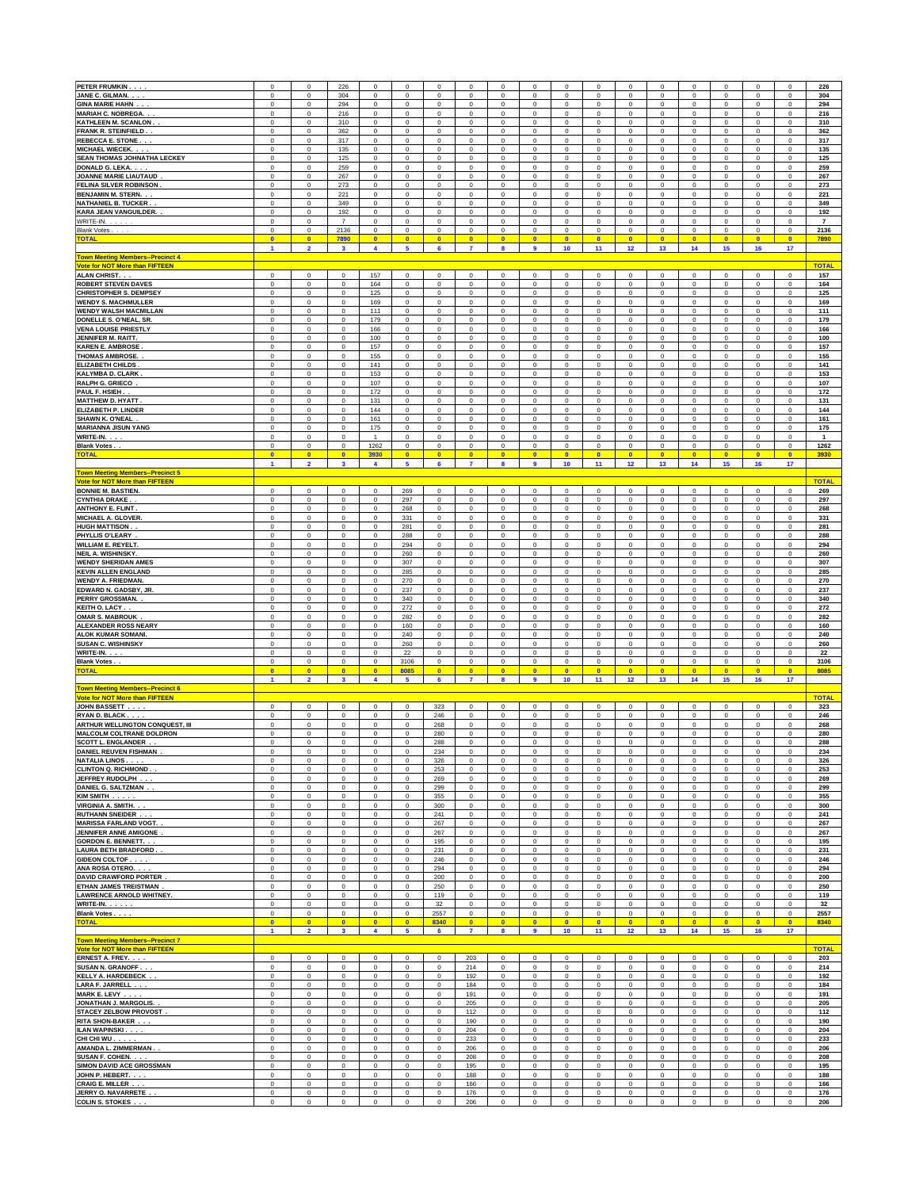| | 1 | 2 | 3 | 4 | 5 | 6 | 7 | 8 | 9 | 10 | 11 | 12 | 13 | 14 | 15 | 16 | 17 | TOTAL |
|---|---|---|---|---|---|---|---|---|---|---|---|---|---|---|---|---|---|---|
| PETER FRUMKIN . . . . | 0 | 0 | 226 | 0 | 0 | 0 | 0 | 0 | 0 | 0 | 0 | 0 | 0 | 0 | 0 | 0 | 0 | 226 |
| JANE C. GILMAN. . . . | 0 | 0 | 304 | 0 | 0 | 0 | 0 | 0 | 0 | 0 | 0 | 0 | 0 | 0 | 0 | 0 | 0 | 304 |
| GINA MARIE HAHN . . . | 0 | 0 | 294 | 0 | 0 | 0 | 0 | 0 | 0 | 0 | 0 | 0 | 0 | 0 | 0 | 0 | 0 | 294 |
| MARIAH C. NOBREGA. . . | 0 | 0 | 216 | 0 | 0 | 0 | 0 | 0 | 0 | 0 | 0 | 0 | 0 | 0 | 0 | 0 | 0 | 216 |
| KATHLEEN M. SCANLON . . | 0 | 0 | 310 | 0 | 0 | 0 | 0 | 0 | 0 | 0 | 0 | 0 | 0 | 0 | 0 | 0 | 0 | 310 |
| FRANK R. STEINFIELD . . | 0 | 0 | 362 | 0 | 0 | 0 | 0 | 0 | 0 | 0 | 0 | 0 | 0 | 0 | 0 | 0 | 0 | 362 |
| REBECCA E. STONE . . . | 0 | 0 | 317 | 0 | 0 | 0 | 0 | 0 | 0 | 0 | 0 | 0 | 0 | 0 | 0 | 0 | 0 | 317 |
| MICHAEL WIECEK. . . . | 0 | 0 | 135 | 0 | 0 | 0 | 0 | 0 | 0 | 0 | 0 | 0 | 0 | 0 | 0 | 0 | 0 | 135 |
| SEAN THOMAS JOHNATHA LECKEY | 0 | 0 | 125 | 0 | 0 | 0 | 0 | 0 | 0 | 0 | 0 | 0 | 0 | 0 | 0 | 0 | 0 | 125 |
| DONALD G. LEKA. . . . | 0 | 0 | 259 | 0 | 0 | 0 | 0 | 0 | 0 | 0 | 0 | 0 | 0 | 0 | 0 | 0 | 0 | 259 |
| JOANNE MARIE LIAUTAUD . | 0 | 0 | 267 | 0 | 0 | 0 | 0 | 0 | 0 | 0 | 0 | 0 | 0 | 0 | 0 | 0 | 0 | 267 |
| FELINA SILVER ROBINSON . | 0 | 0 | 273 | 0 | 0 | 0 | 0 | 0 | 0 | 0 | 0 | 0 | 0 | 0 | 0 | 0 | 0 | 273 |
| BENJAMIN M. STERN. . . | 0 | 0 | 221 | 0 | 0 | 0 | 0 | 0 | 0 | 0 | 0 | 0 | 0 | 0 | 0 | 0 | 0 | 221 |
| NATHANIEL B. TUCKER . . | 0 | 0 | 349 | 0 | 0 | 0 | 0 | 0 | 0 | 0 | 0 | 0 | 0 | 0 | 0 | 0 | 0 | 349 |
| KARA JEAN VANGUILDER. . | 0 | 0 | 192 | 0 | 0 | 0 | 0 | 0 | 0 | 0 | 0 | 0 | 0 | 0 | 0 | 0 | 0 | 192 |
| WRITE-IN. . . . . | 0 | 0 | 7 | 0 | 0 | 0 | 0 | 0 | 0 | 0 | 0 | 0 | 0 | 0 | 0 | 0 | 0 | 7 |
| Blank Votes . . . . | 0 | 0 | 2136 | 0 | 0 | 0 | 0 | 0 | 0 | 0 | 0 | 0 | 0 | 0 | 0 | 0 | 0 | 2136 |
| **TOTAL** | 0 | 0 | 7890 | 0 | 0 | 0 | 0 | 0 | 0 | 0 | 0 | 0 | 0 | 0 | 0 | 0 | 0 | 7890 |

**Town Meeting Members--Precinct 4**
**Vote for NOT More than FIFTEEN**

| | 1 | 2 | 3 | 4 | 5 | 6 | 7 | 8 | 9 | 10 | 11 | 12 | 13 | 14 | 15 | 16 | 17 | TOTAL |
|---|---|---|---|---|---|---|---|---|---|---|---|---|---|---|---|---|---|---|
| ALAN CHRIST. . . . | 0 | 0 | 0 | 157 | 0 | 0 | 0 | 0 | 0 | 0 | 0 | 0 | 0 | 0 | 0 | 0 | 0 | 157 |
| ROBERT STEVEN DAVES | 0 | 0 | 0 | 164 | 0 | 0 | 0 | 0 | 0 | 0 | 0 | 0 | 0 | 0 | 0 | 0 | 0 | 164 |
| CHRISTOPHER S. DEMPSEY | 0 | 0 | 0 | 125 | 0 | 0 | 0 | 0 | 0 | 0 | 0 | 0 | 0 | 0 | 0 | 0 | 0 | 125 |
| WENDY S. MACHMULLER | 0 | 0 | 0 | 169 | 0 | 0 | 0 | 0 | 0 | 0 | 0 | 0 | 0 | 0 | 0 | 0 | 0 | 169 |
| WENDY WALSH MACMILLAN | 0 | 0 | 0 | 111 | 0 | 0 | 0 | 0 | 0 | 0 | 0 | 0 | 0 | 0 | 0 | 0 | 0 | 111 |
| DONELLE S. O'NEAL, SR. | 0 | 0 | 0 | 179 | 0 | 0 | 0 | 0 | 0 | 0 | 0 | 0 | 0 | 0 | 0 | 0 | 0 | 179 |
| VENA LOUISE PRIESTLY | 0 | 0 | 0 | 166 | 0 | 0 | 0 | 0 | 0 | 0 | 0 | 0 | 0 | 0 | 0 | 0 | 0 | 166 |
| JENNIFER M. RAITT. | 0 | 0 | 0 | 100 | 0 | 0 | 0 | 0 | 0 | 0 | 0 | 0 | 0 | 0 | 0 | 0 | 0 | 100 |
| KAREN E. AMBROSE . | 0 | 0 | 0 | 157 | 0 | 0 | 0 | 0 | 0 | 0 | 0 | 0 | 0 | 0 | 0 | 0 | 0 | 157 |
| THOMAS AMBROSE. . | 0 | 0 | 0 | 155 | 0 | 0 | 0 | 0 | 0 | 0 | 0 | 0 | 0 | 0 | 0 | 0 | 0 | 155 |
| ELIZABETH CHILDS . | 0 | 0 | 0 | 141 | 0 | 0 | 0 | 0 | 0 | 0 | 0 | 0 | 0 | 0 | 0 | 0 | 0 | 141 |
| KALYMBA D. CLARK . | 0 | 0 | 0 | 153 | 0 | 0 | 0 | 0 | 0 | 0 | 0 | 0 | 0 | 0 | 0 | 0 | 0 | 153 |
| RALPH G. GRIECO . | 0 | 0 | 0 | 107 | 0 | 0 | 0 | 0 | 0 | 0 | 0 | 0 | 0 | 0 | 0 | 0 | 0 | 107 |
| PAUL F. HSIEH . . | 0 | 0 | 0 | 172 | 0 | 0 | 0 | 0 | 0 | 0 | 0 | 0 | 0 | 0 | 0 | 0 | 0 | 172 |
| MATTHEW D. HYATT . | 0 | 0 | 0 | 131 | 0 | 0 | 0 | 0 | 0 | 0 | 0 | 0 | 0 | 0 | 0 | 0 | 0 | 131 |
| ELIZABETH P. LINDER | 0 | 0 | 0 | 144 | 0 | 0 | 0 | 0 | 0 | 0 | 0 | 0 | 0 | 0 | 0 | 0 | 0 | 144 |
| SHAWN K. O'NEAL . | 0 | 0 | 0 | 161 | 0 | 0 | 0 | 0 | 0 | 0 | 0 | 0 | 0 | 0 | 0 | 0 | 0 | 161 |
| MARIANNA JISUN YANG | 0 | 0 | 0 | 175 | 0 | 0 | 0 | 0 | 0 | 0 | 0 | 0 | 0 | 0 | 0 | 0 | 0 | 175 |
| WRITE-IN. . . . | 0 | 0 | 0 | 1 | 0 | 0 | 0 | 0 | 0 | 0 | 0 | 0 | 0 | 0 | 0 | 0 | 0 | 1 |
| Blank Votes . . | 0 | 0 | 0 | 1262 | 0 | 0 | 0 | 0 | 0 | 0 | 0 | 0 | 0 | 0 | 0 | 0 | 0 | 1262 |
| **TOTAL** | 0 | 0 | 0 | 3930 | 0 | 0 | 0 | 0 | 0 | 0 | 0 | 0 | 0 | 0 | 0 | 0 | 0 | 3930 |

**Town Meeting Members--Precinct 5**
**Vote for NOT More than FIFTEEN**

| | 1 | 2 | 3 | 4 | 5 | 6 | 7 | 8 | 9 | 10 | 11 | 12 | 13 | 14 | 15 | 16 | 17 | TOTAL |
|---|---|---|---|---|---|---|---|---|---|---|---|---|---|---|---|---|---|---|
| BONNIE M. BASTIEN. | 0 | 0 | 0 | 0 | 269 | 0 | 0 | 0 | 0 | 0 | 0 | 0 | 0 | 0 | 0 | 0 | 0 | 269 |
| CYNTHIA DRAKE . . | 0 | 0 | 0 | 0 | 297 | 0 | 0 | 0 | 0 | 0 | 0 | 0 | 0 | 0 | 0 | 0 | 0 | 297 |
| ANTHONY E. FLINT . | 0 | 0 | 0 | 0 | 268 | 0 | 0 | 0 | 0 | 0 | 0 | 0 | 0 | 0 | 0 | 0 | 0 | 268 |
| MICHAEL A. GLOVER. | 0 | 0 | 0 | 0 | 331 | 0 | 0 | 0 | 0 | 0 | 0 | 0 | 0 | 0 | 0 | 0 | 0 | 331 |
| HUGH MATTISON . . | 0 | 0 | 0 | 0 | 281 | 0 | 0 | 0 | 0 | 0 | 0 | 0 | 0 | 0 | 0 | 0 | 0 | 281 |
| PHYLLIS O'LEARY . | 0 | 0 | 0 | 0 | 288 | 0 | 0 | 0 | 0 | 0 | 0 | 0 | 0 | 0 | 0 | 0 | 0 | 288 |
| WILLIAM E. REYELT. | 0 | 0 | 0 | 0 | 294 | 0 | 0 | 0 | 0 | 0 | 0 | 0 | 0 | 0 | 0 | 0 | 0 | 294 |
| NEIL A. WISHINSKY. | 0 | 0 | 0 | 0 | 260 | 0 | 0 | 0 | 0 | 0 | 0 | 0 | 0 | 0 | 0 | 0 | 0 | 260 |
| WENDY SHERIDAN AMES | 0 | 0 | 0 | 0 | 307 | 0 | 0 | 0 | 0 | 0 | 0 | 0 | 0 | 0 | 0 | 0 | 0 | 307 |
| KEVIN ALLEN ENGLAND | 0 | 0 | 0 | 0 | 285 | 0 | 0 | 0 | 0 | 0 | 0 | 0 | 0 | 0 | 0 | 0 | 0 | 285 |
| WENDY A. FRIEDMAN. | 0 | 0 | 0 | 0 | 270 | 0 | 0 | 0 | 0 | 0 | 0 | 0 | 0 | 0 | 0 | 0 | 0 | 270 |
| EDWARD N. GADSBY, JR. | 0 | 0 | 0 | 0 | 237 | 0 | 0 | 0 | 0 | 0 | 0 | 0 | 0 | 0 | 0 | 0 | 0 | 237 |
| PERRY GROSSMAN. . | 0 | 0 | 0 | 0 | 340 | 0 | 0 | 0 | 0 | 0 | 0 | 0 | 0 | 0 | 0 | 0 | 0 | 340 |
| KEITH O. LACY . . | 0 | 0 | 0 | 0 | 272 | 0 | 0 | 0 | 0 | 0 | 0 | 0 | 0 | 0 | 0 | 0 | 0 | 272 |
| OMAR S. MABROUK . | 0 | 0 | 0 | 0 | 282 | 0 | 0 | 0 | 0 | 0 | 0 | 0 | 0 | 0 | 0 | 0 | 0 | 282 |
| ALEXANDER ROSS NEARY | 0 | 0 | 0 | 0 | 160 | 0 | 0 | 0 | 0 | 0 | 0 | 0 | 0 | 0 | 0 | 0 | 0 | 160 |
| ALOK KUMAR SOMANI. | 0 | 0 | 0 | 0 | 240 | 0 | 0 | 0 | 0 | 0 | 0 | 0 | 0 | 0 | 0 | 0 | 0 | 240 |
| SUSAN C. WISHINSKY | 0 | 0 | 0 | 0 | 260 | 0 | 0 | 0 | 0 | 0 | 0 | 0 | 0 | 0 | 0 | 0 | 0 | 260 |
| WRITE-IN. . . . | 0 | 0 | 0 | 0 | 22 | 0 | 0 | 0 | 0 | 0 | 0 | 0 | 0 | 0 | 0 | 0 | 0 | 22 |
| Blank Votes . . | 0 | 0 | 0 | 0 | 3106 | 0 | 0 | 0 | 0 | 0 | 0 | 0 | 0 | 0 | 0 | 0 | 0 | 3106 |
| **TOTAL** | 0 | 0 | 0 | 0 | 8085 | 0 | 0 | 0 | 0 | 0 | 0 | 0 | 0 | 0 | 0 | 0 | 0 | 8085 |

**Town Meeting Members--Precinct 6**
**Vote for NOT More than FIFTEEN**

| | 1 | 2 | 3 | 4 | 5 | 6 | 7 | 8 | 9 | 10 | 11 | 12 | 13 | 14 | 15 | 16 | 17 | TOTAL |
|---|---|---|---|---|---|---|---|---|---|---|---|---|---|---|---|---|---|---|
| JOHN BASSETT . . . . | 0 | 0 | 0 | 0 | 0 | 323 | 0 | 0 | 0 | 0 | 0 | 0 | 0 | 0 | 0 | 0 | 0 | 323 |
| RYAN D. BLACK . . . . | 0 | 0 | 0 | 0 | 0 | 246 | 0 | 0 | 0 | 0 | 0 | 0 | 0 | 0 | 0 | 0 | 0 | 246 |
| ARTHUR WELLINGTON CONQUEST, III | 0 | 0 | 0 | 0 | 0 | 268 | 0 | 0 | 0 | 0 | 0 | 0 | 0 | 0 | 0 | 0 | 0 | 268 |
| MALCOLM COLTRANE DOLDRON | 0 | 0 | 0 | 0 | 0 | 280 | 0 | 0 | 0 | 0 | 0 | 0 | 0 | 0 | 0 | 0 | 0 | 280 |
| SCOTT L. ENGLANDER . . | 0 | 0 | 0 | 0 | 0 | 288 | 0 | 0 | 0 | 0 | 0 | 0 | 0 | 0 | 0 | 0 | 0 | 288 |
| DANIEL REUVEN FISHMAN . | 0 | 0 | 0 | 0 | 0 | 234 | 0 | 0 | 0 | 0 | 0 | 0 | 0 | 0 | 0 | 0 | 0 | 234 |
| NATALIA LINOS . . . . | 0 | 0 | 0 | 0 | 0 | 326 | 0 | 0 | 0 | 0 | 0 | 0 | 0 | 0 | 0 | 0 | 0 | 326 |
| CLINTON Q. RICHMOND . . | 0 | 0 | 0 | 0 | 0 | 253 | 0 | 0 | 0 | 0 | 0 | 0 | 0 | 0 | 0 | 0 | 0 | 253 |
| JEFFREY RUDOLPH . . . | 0 | 0 | 0 | 0 | 0 | 269 | 0 | 0 | 0 | 0 | 0 | 0 | 0 | 0 | 0 | 0 | 0 | 269 |
| DANIEL G. SALTZMAN . . | 0 | 0 | 0 | 0 | 0 | 299 | 0 | 0 | 0 | 0 | 0 | 0 | 0 | 0 | 0 | 0 | 0 | 299 |
| KIM SMITH . . . . . | 0 | 0 | 0 | 0 | 0 | 355 | 0 | 0 | 0 | 0 | 0 | 0 | 0 | 0 | 0 | 0 | 0 | 355 |
| VIRGINIA A. SMITH. . . | 0 | 0 | 0 | 0 | 0 | 300 | 0 | 0 | 0 | 0 | 0 | 0 | 0 | 0 | 0 | 0 | 0 | 300 |
| RUTHANN SNEIDER . . . | 0 | 0 | 0 | 0 | 0 | 241 | 0 | 0 | 0 | 0 | 0 | 0 | 0 | 0 | 0 | 0 | 0 | 241 |
| MARISSA FARLAND VOGT. . | 0 | 0 | 0 | 0 | 0 | 267 | 0 | 0 | 0 | 0 | 0 | 0 | 0 | 0 | 0 | 0 | 0 | 267 |
| JENNIFER ANNE AMIGONE . | 0 | 0 | 0 | 0 | 0 | 267 | 0 | 0 | 0 | 0 | 0 | 0 | 0 | 0 | 0 | 0 | 0 | 267 |
| GORDON E. BENNETT. . . | 0 | 0 | 0 | 0 | 0 | 195 | 0 | 0 | 0 | 0 | 0 | 0 | 0 | 0 | 0 | 0 | 0 | 195 |
| LAURA BETH BRADFORD . . | 0 | 0 | 0 | 0 | 0 | 231 | 0 | 0 | 0 | 0 | 0 | 0 | 0 | 0 | 0 | 0 | 0 | 231 |
| GIDEON COLTOF . . . . | 0 | 0 | 0 | 0 | 0 | 246 | 0 | 0 | 0 | 0 | 0 | 0 | 0 | 0 | 0 | 0 | 0 | 246 |
| ANA ROSA OTERO. . . . | 0 | 0 | 0 | 0 | 0 | 294 | 0 | 0 | 0 | 0 | 0 | 0 | 0 | 0 | 0 | 0 | 0 | 294 |
| DAVID CRAWFORD PORTER . | 0 | 0 | 0 | 0 | 0 | 200 | 0 | 0 | 0 | 0 | 0 | 0 | 0 | 0 | 0 | 0 | 0 | 200 |
| ETHAN JAMES TREISTMAN . | 0 | 0 | 0 | 0 | 0 | 250 | 0 | 0 | 0 | 0 | 0 | 0 | 0 | 0 | 0 | 0 | 0 | 250 |
| LAWRENCE ARNOLD WHITNEY. | 0 | 0 | 0 | 0 | 0 | 119 | 0 | 0 | 0 | 0 | 0 | 0 | 0 | 0 | 0 | 0 | 0 | 119 |
| WRITE-IN. . . . . . | 0 | 0 | 0 | 0 | 0 | 32 | 0 | 0 | 0 | 0 | 0 | 0 | 0 | 0 | 0 | 0 | 0 | 32 |
| Blank Votes . . . . | 0 | 0 | 0 | 0 | 0 | 2557 | 0 | 0 | 0 | 0 | 0 | 0 | 0 | 0 | 0 | 0 | 0 | 2557 |
| **TOTAL** | 0 | 0 | 0 | 0 | 0 | 8340 | 0 | 0 | 0 | 0 | 0 | 0 | 0 | 0 | 0 | 0 | 0 | 8340 |

**Town Meeting Members--Precinct 7**
**Vote for NOT More than FIFTEEN**

| | 1 | 2 | 3 | 4 | 5 | 6 | 7 | 8 | 9 | 10 | 11 | 12 | 13 | 14 | 15 | 16 | 17 | TOTAL |
|---|---|---|---|---|---|---|---|---|---|---|---|---|---|---|---|---|---|---|
| ERNEST A. FREY. . . . | 0 | 0 | 0 | 0 | 0 | 0 | 203 | 0 | 0 | 0 | 0 | 0 | 0 | 0 | 0 | 0 | 0 | 203 |
| SUSAN N. GRANOFF . . . | 0 | 0 | 0 | 0 | 0 | 0 | 214 | 0 | 0 | 0 | 0 | 0 | 0 | 0 | 0 | 0 | 0 | 214 |
| KELLY A. HARDEBECK . . | 0 | 0 | 0 | 0 | 0 | 0 | 192 | 0 | 0 | 0 | 0 | 0 | 0 | 0 | 0 | 0 | 0 | 192 |
| LARA F. JARRELL . . . | 0 | 0 | 0 | 0 | 0 | 0 | 184 | 0 | 0 | 0 | 0 | 0 | 0 | 0 | 0 | 0 | 0 | 184 |
| MARK E. LEVY . . . . | 0 | 0 | 0 | 0 | 0 | 0 | 191 | 0 | 0 | 0 | 0 | 0 | 0 | 0 | 0 | 0 | 0 | 191 |
| JONATHAN J. MARGOLIS. . | 0 | 0 | 0 | 0 | 0 | 0 | 205 | 0 | 0 | 0 | 0 | 0 | 0 | 0 | 0 | 0 | 0 | 205 |
| STACEY ZELBOW PROVOST . | 0 | 0 | 0 | 0 | 0 | 0 | 112 | 0 | 0 | 0 | 0 | 0 | 0 | 0 | 0 | 0 | 0 | 112 |
| RITA SHON-BAKER . . . | 0 | 0 | 0 | 0 | 0 | 0 | 190 | 0 | 0 | 0 | 0 | 0 | 0 | 0 | 0 | 0 | 0 | 190 |
| ILAN WAPINSKI . . . . | 0 | 0 | 0 | 0 | 0 | 0 | 204 | 0 | 0 | 0 | 0 | 0 | 0 | 0 | 0 | 0 | 0 | 204 |
| CHI CHI WU . . . . . | 0 | 0 | 0 | 0 | 0 | 0 | 233 | 0 | 0 | 0 | 0 | 0 | 0 | 0 | 0 | 0 | 0 | 233 |
| AMANDA L. ZIMMERMAN . . | 0 | 0 | 0 | 0 | 0 | 0 | 206 | 0 | 0 | 0 | 0 | 0 | 0 | 0 | 0 | 0 | 0 | 206 |
| SUSAN F. COHEN. . . . | 0 | 0 | 0 | 0 | 0 | 0 | 208 | 0 | 0 | 0 | 0 | 0 | 0 | 0 | 0 | 0 | 0 | 208 |
| SIMON DAVID ACE GROSSMAN | 0 | 0 | 0 | 0 | 0 | 0 | 195 | 0 | 0 | 0 | 0 | 0 | 0 | 0 | 0 | 0 | 0 | 195 |
| JOHN P. HEBERT. . . . | 0 | 0 | 0 | 0 | 0 | 0 | 188 | 0 | 0 | 0 | 0 | 0 | 0 | 0 | 0 | 0 | 0 | 188 |
| CRAIG E. MILLER . . . | 0 | 0 | 0 | 0 | 0 | 0 | 166 | 0 | 0 | 0 | 0 | 0 | 0 | 0 | 0 | 0 | 0 | 166 |
| JERRY O. NAVARRETE . . | 0 | 0 | 0 | 0 | 0 | 0 | 176 | 0 | 0 | 0 | 0 | 0 | 0 | 0 | 0 | 0 | 0 | 176 |
| COLIN S. STOKES . . . | 0 | 0 | 0 | 0 | 0 | 0 | 206 | 0 | 0 | 0 | 0 | 0 | 0 | 0 | 0 | 0 | 0 | 206 |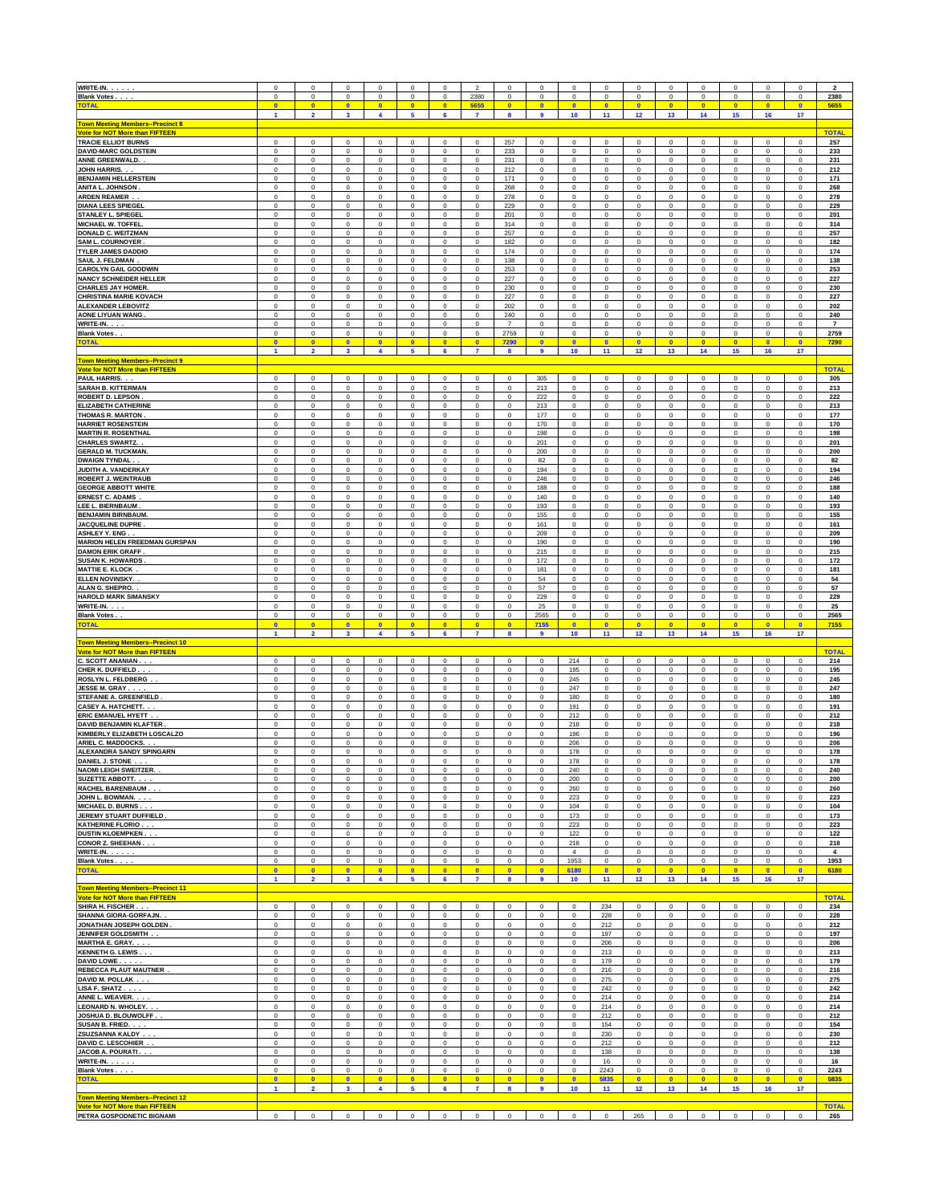| | 1 | 2 | 3 | 4 | 5 | 6 | 7 | 8 | 9 | 10 | 11 | 12 | 13 | 14 | 15 | 16 | 17 | TOTAL |
|---|---|---|---|---|---|---|---|---|---|---|---|---|---|---|---|---|---|---|
| WRITE-IN. . . . . . | 0 | 0 | 0 | 0 | 0 | 0 | 2 | 0 | 0 | 0 | 0 | 0 | 0 | 0 | 0 | 0 | 0 | 2 |
| Blank Votes . . . . | 0 | 0 | 0 | 0 | 0 | 0 | 2380 | 0 | 0 | 0 | 0 | 0 | 0 | 0 | 0 | 0 | 0 | 2380 |
| **TOTAL** | 0 | 0 | 0 | 0 | 0 | 0 | 5655 | 0 | 0 | 0 | 0 | 0 | 0 | 0 | 0 | 0 | 0 | 5655 |

**Town Meeting Members--Precinct 8**

**Vote for NOT More than FIFTEEN**

| | 1 | 2 | 3 | 4 | 5 | 6 | 7 | 8 | 9 | 10 | 11 | 12 | 13 | 14 | 15 | 16 | 17 | TOTAL |
|---|---|---|---|---|---|---|---|---|---|---|---|---|---|---|---|---|---|---|
| TRACIE ELLIOT BURNS | 0 | 0 | 0 | 0 | 0 | 0 | 0 | 257 | 0 | 0 | 0 | 0 | 0 | 0 | 0 | 0 | 0 | 257 |
| DAVID-MARC GOLDSTEIN | 0 | 0 | 0 | 0 | 0 | 0 | 0 | 233 | 0 | 0 | 0 | 0 | 0 | 0 | 0 | 0 | 0 | 233 |
| ANNE GREENWALD. . | 0 | 0 | 0 | 0 | 0 | 0 | 0 | 231 | 0 | 0 | 0 | 0 | 0 | 0 | 0 | 0 | 0 | 231 |
| JOHN HARRIS. . . | 0 | 0 | 0 | 0 | 0 | 0 | 0 | 212 | 0 | 0 | 0 | 0 | 0 | 0 | 0 | 0 | 0 | 212 |
| BENJAMIN HELLERSTEIN | 0 | 0 | 0 | 0 | 0 | 0 | 0 | 171 | 0 | 0 | 0 | 0 | 0 | 0 | 0 | 0 | 0 | 171 |
| ANITA L. JOHNSON . | 0 | 0 | 0 | 0 | 0 | 0 | 0 | 268 | 0 | 0 | 0 | 0 | 0 | 0 | 0 | 0 | 0 | 268 |
| ARDEN REAMER . . | 0 | 0 | 0 | 0 | 0 | 0 | 0 | 278 | 0 | 0 | 0 | 0 | 0 | 0 | 0 | 0 | 0 | 278 |
| DIANA LEES SPIEGEL | 0 | 0 | 0 | 0 | 0 | 0 | 0 | 229 | 0 | 0 | 0 | 0 | 0 | 0 | 0 | 0 | 0 | 229 |
| STANLEY L. SPIEGEL | 0 | 0 | 0 | 0 | 0 | 0 | 0 | 201 | 0 | 0 | 0 | 0 | 0 | 0 | 0 | 0 | 0 | 201 |
| MICHAEL W. TOFFEL. | 0 | 0 | 0 | 0 | 0 | 0 | 0 | 314 | 0 | 0 | 0 | 0 | 0 | 0 | 0 | 0 | 0 | 314 |
| DONALD C. WEITZMAN | 0 | 0 | 0 | 0 | 0 | 0 | 0 | 257 | 0 | 0 | 0 | 0 | 0 | 0 | 0 | 0 | 0 | 257 |
| SAM L. COURNOYER . | 0 | 0 | 0 | 0 | 0 | 0 | 0 | 182 | 0 | 0 | 0 | 0 | 0 | 0 | 0 | 0 | 0 | 182 |
| TYLER JAMES DADDIO | 0 | 0 | 0 | 0 | 0 | 0 | 0 | 174 | 0 | 0 | 0 | 0 | 0 | 0 | 0 | 0 | 0 | 174 |
| SAUL J. FELDMAN . | 0 | 0 | 0 | 0 | 0 | 0 | 0 | 138 | 0 | 0 | 0 | 0 | 0 | 0 | 0 | 0 | 0 | 138 |
| CAROLYN GAIL GOODWIN | 0 | 0 | 0 | 0 | 0 | 0 | 0 | 253 | 0 | 0 | 0 | 0 | 0 | 0 | 0 | 0 | 0 | 253 |
| NANCY SCHNEIDER HELLER | 0 | 0 | 0 | 0 | 0 | 0 | 0 | 227 | 0 | 0 | 0 | 0 | 0 | 0 | 0 | 0 | 0 | 227 |
| CHARLES JAY HOMER. | 0 | 0 | 0 | 0 | 0 | 0 | 0 | 230 | 0 | 0 | 0 | 0 | 0 | 0 | 0 | 0 | 0 | 230 |
| CHRISTINA MARIE KOVACH | 0 | 0 | 0 | 0 | 0 | 0 | 0 | 227 | 0 | 0 | 0 | 0 | 0 | 0 | 0 | 0 | 0 | 227 |
| ALEXANDER LEBOVITZ | 0 | 0 | 0 | 0 | 0 | 0 | 0 | 202 | 0 | 0 | 0 | 0 | 0 | 0 | 0 | 0 | 0 | 202 |
| AONE LIYUAN WANG . | 0 | 0 | 0 | 0 | 0 | 0 | 0 | 240 | 0 | 0 | 0 | 0 | 0 | 0 | 0 | 0 | 0 | 240 |
| WRITE-IN. . . . | 0 | 0 | 0 | 0 | 0 | 0 | 0 | 7 | 0 | 0 | 0 | 0 | 0 | 0 | 0 | 0 | 0 | 7 |
| Blank Votes . . | 0 | 0 | 0 | 0 | 0 | 0 | 0 | 2759 | 0 | 0 | 0 | 0 | 0 | 0 | 0 | 0 | 0 | 2759 |
| **TOTAL** | 0 | 0 | 0 | 0 | 0 | 0 | 0 | 7290 | 0 | 0 | 0 | 0 | 0 | 0 | 0 | 0 | 0 | 7290 |

**Town Meeting Members--Precinct 9**

**Vote for NOT More than FIFTEEN**

| | 1 | 2 | 3 | 4 | 5 | 6 | 7 | 8 | 9 | 10 | 11 | 12 | 13 | 14 | 15 | 16 | 17 | TOTAL |
|---|---|---|---|---|---|---|---|---|---|---|---|---|---|---|---|---|---|---|
| PAUL HARRIS. . . | 0 | 0 | 0 | 0 | 0 | 0 | 0 | 0 | 305 | 0 | 0 | 0 | 0 | 0 | 0 | 0 | 0 | 305 |
| SARAH B. KITTERMAN | 0 | 0 | 0 | 0 | 0 | 0 | 0 | 0 | 213 | 0 | 0 | 0 | 0 | 0 | 0 | 0 | 0 | 213 |
| ROBERT D. LEPSON . | 0 | 0 | 0 | 0 | 0 | 0 | 0 | 0 | 222 | 0 | 0 | 0 | 0 | 0 | 0 | 0 | 0 | 222 |
| ELIZABETH CATHERINE | 0 | 0 | 0 | 0 | 0 | 0 | 0 | 0 | 213 | 0 | 0 | 0 | 0 | 0 | 0 | 0 | 0 | 213 |
| THOMAS R. MARTON . | 0 | 0 | 0 | 0 | 0 | 0 | 0 | 0 | 177 | 0 | 0 | 0 | 0 | 0 | 0 | 0 | 0 | 177 |
| HARRIET ROSENSTEIN | 0 | 0 | 0 | 0 | 0 | 0 | 0 | 0 | 170 | 0 | 0 | 0 | 0 | 0 | 0 | 0 | 0 | 170 |
| MARTIN R. ROSENTHAL | 0 | 0 | 0 | 0 | 0 | 0 | 0 | 0 | 198 | 0 | 0 | 0 | 0 | 0 | 0 | 0 | 0 | 198 |
| CHARLES SWARTZ. . | 0 | 0 | 0 | 0 | 0 | 0 | 0 | 0 | 201 | 0 | 0 | 0 | 0 | 0 | 0 | 0 | 0 | 201 |
| GERALD M. TUCKMAN. | 0 | 0 | 0 | 0 | 0 | 0 | 0 | 0 | 200 | 0 | 0 | 0 | 0 | 0 | 0 | 0 | 0 | 200 |
| DWAIGN TYNDAL . . | 0 | 0 | 0 | 0 | 0 | 0 | 0 | 0 | 82 | 0 | 0 | 0 | 0 | 0 | 0 | 0 | 0 | 82 |
| JUDITH A. VANDERKAY | 0 | 0 | 0 | 0 | 0 | 0 | 0 | 0 | 194 | 0 | 0 | 0 | 0 | 0 | 0 | 0 | 0 | 194 |
| ROBERT J. WEINTRAUB | 0 | 0 | 0 | 0 | 0 | 0 | 0 | 0 | 246 | 0 | 0 | 0 | 0 | 0 | 0 | 0 | 0 | 246 |
| GEORGE ABBOTT WHITE | 0 | 0 | 0 | 0 | 0 | 0 | 0 | 0 | 188 | 0 | 0 | 0 | 0 | 0 | 0 | 0 | 0 | 188 |
| ERNEST C. ADAMS . | 0 | 0 | 0 | 0 | 0 | 0 | 0 | 0 | 140 | 0 | 0 | 0 | 0 | 0 | 0 | 0 | 0 | 140 |
| LEE L. BIERNBAUM . | 0 | 0 | 0 | 0 | 0 | 0 | 0 | 0 | 193 | 0 | 0 | 0 | 0 | 0 | 0 | 0 | 0 | 193 |
| BENJAMIN BIRNBAUM. | 0 | 0 | 0 | 0 | 0 | 0 | 0 | 0 | 155 | 0 | 0 | 0 | 0 | 0 | 0 | 0 | 0 | 155 |
| JACQUELINE DUPRE . | 0 | 0 | 0 | 0 | 0 | 0 | 0 | 0 | 161 | 0 | 0 | 0 | 0 | 0 | 0 | 0 | 0 | 161 |
| ASHLEY Y. ENG . . | 0 | 0 | 0 | 0 | 0 | 0 | 0 | 0 | 209 | 0 | 0 | 0 | 0 | 0 | 0 | 0 | 0 | 209 |
| MARION HELEN FREEDMAN GURSPAN | 0 | 0 | 0 | 0 | 0 | 0 | 0 | 0 | 190 | 0 | 0 | 0 | 0 | 0 | 0 | 0 | 0 | 190 |
| DAMON ERIK GRAFF . | 0 | 0 | 0 | 0 | 0 | 0 | 0 | 0 | 215 | 0 | 0 | 0 | 0 | 0 | 0 | 0 | 0 | 215 |
| SUSAN K. HOWARDS . | 0 | 0 | 0 | 0 | 0 | 0 | 0 | 0 | 172 | 0 | 0 | 0 | 0 | 0 | 0 | 0 | 0 | 172 |
| MATTIE E. KLOCK . | 0 | 0 | 0 | 0 | 0 | 0 | 0 | 0 | 181 | 0 | 0 | 0 | 0 | 0 | 0 | 0 | 0 | 181 |
| ELLEN NOVINSKY. . | 0 | 0 | 0 | 0 | 0 | 0 | 0 | 0 | 54 | 0 | 0 | 0 | 0 | 0 | 0 | 0 | 0 | 54 |
| ALAN G. SHEPRO. . | 0 | 0 | 0 | 0 | 0 | 0 | 0 | 0 | 57 | 0 | 0 | 0 | 0 | 0 | 0 | 0 | 0 | 57 |
| HAROLD MARK SIMANSKY | 0 | 0 | 0 | 0 | 0 | 0 | 0 | 0 | 229 | 0 | 0 | 0 | 0 | 0 | 0 | 0 | 0 | 229 |
| WRITE-IN. . . . | 0 | 0 | 0 | 0 | 0 | 0 | 0 | 0 | 25 | 0 | 0 | 0 | 0 | 0 | 0 | 0 | 0 | 25 |
| Blank Votes . . | 0 | 0 | 0 | 0 | 0 | 0 | 0 | 0 | 2565 | 0 | 0 | 0 | 0 | 0 | 0 | 0 | 0 | 2565 |
| **TOTAL** | 0 | 0 | 0 | 0 | 0 | 0 | 0 | 0 | 7155 | 0 | 0 | 0 | 0 | 0 | 0 | 0 | 0 | 7155 |

**Town Meeting Members--Precinct 10**

**Vote for NOT More than FIFTEEN**

| | 1 | 2 | 3 | 4 | 5 | 6 | 7 | 8 | 9 | 10 | 11 | 12 | 13 | 14 | 15 | 16 | 17 | TOTAL |
|---|---|---|---|---|---|---|---|---|---|---|---|---|---|---|---|---|---|---|
| C. SCOTT ANANIAN . . . | 0 | 0 | 0 | 0 | 0 | 0 | 0 | 0 | 0 | 214 | 0 | 0 | 0 | 0 | 0 | 0 | 0 | 214 |
| CHER K. DUFFIELD . . . | 0 | 0 | 0 | 0 | 0 | 0 | 0 | 0 | 0 | 195 | 0 | 0 | 0 | 0 | 0 | 0 | 0 | 195 |
| ROSLYN L. FELDBERG . . | 0 | 0 | 0 | 0 | 0 | 0 | 0 | 0 | 0 | 245 | 0 | 0 | 0 | 0 | 0 | 0 | 0 | 245 |
| JESSE M. GRAY . . . . | 0 | 0 | 0 | 0 | 0 | 0 | 0 | 0 | 0 | 247 | 0 | 0 | 0 | 0 | 0 | 0 | 0 | 247 |
| STEFANIE A. GREENFIELD . | 0 | 0 | 0 | 0 | 0 | 0 | 0 | 0 | 0 | 180 | 0 | 0 | 0 | 0 | 0 | 0 | 0 | 180 |
| CASEY A. HATCHETT. . . | 0 | 0 | 0 | 0 | 0 | 0 | 0 | 0 | 0 | 191 | 0 | 0 | 0 | 0 | 0 | 0 | 0 | 191 |
| ERIC EMANUEL HYETT . . | 0 | 0 | 0 | 0 | 0 | 0 | 0 | 0 | 0 | 212 | 0 | 0 | 0 | 0 | 0 | 0 | 0 | 212 |
| DAVID BENJAMIN KLAFTER . | 0 | 0 | 0 | 0 | 0 | 0 | 0 | 0 | 0 | 218 | 0 | 0 | 0 | 0 | 0 | 0 | 0 | 218 |
| KIMBERLY ELIZABETH LOSCALZO | 0 | 0 | 0 | 0 | 0 | 0 | 0 | 0 | 0 | 196 | 0 | 0 | 0 | 0 | 0 | 0 | 0 | 196 |
| ARIEL C. MADDOCKS. . . | 0 | 0 | 0 | 0 | 0 | 0 | 0 | 0 | 0 | 206 | 0 | 0 | 0 | 0 | 0 | 0 | 0 | 206 |
| ALEXANDRA SANDY SPINGARN | 0 | 0 | 0 | 0 | 0 | 0 | 0 | 0 | 0 | 178 | 0 | 0 | 0 | 0 | 0 | 0 | 0 | 178 |
| DANIEL J. STONE . . . | 0 | 0 | 0 | 0 | 0 | 0 | 0 | 0 | 0 | 178 | 0 | 0 | 0 | 0 | 0 | 0 | 0 | 178 |
| NAOMI LEIGH SWEITZER. . | 0 | 0 | 0 | 0 | 0 | 0 | 0 | 0 | 0 | 240 | 0 | 0 | 0 | 0 | 0 | 0 | 0 | 240 |
| SUZETTE ABBOTT. . . . | 0 | 0 | 0 | 0 | 0 | 0 | 0 | 0 | 0 | 200 | 0 | 0 | 0 | 0 | 0 | 0 | 0 | 200 |
| RACHEL BARENBAUM . . . | 0 | 0 | 0 | 0 | 0 | 0 | 0 | 0 | 0 | 260 | 0 | 0 | 0 | 0 | 0 | 0 | 0 | 260 |
| JOHN L. BOWMAN. . . . | 0 | 0 | 0 | 0 | 0 | 0 | 0 | 0 | 0 | 223 | 0 | 0 | 0 | 0 | 0 | 0 | 0 | 223 |
| MICHAEL D. BURNS . . . | 0 | 0 | 0 | 0 | 0 | 0 | 0 | 0 | 0 | 104 | 0 | 0 | 0 | 0 | 0 | 0 | 0 | 104 |
| JEREMY STUART DUFFIELD . | 0 | 0 | 0 | 0 | 0 | 0 | 0 | 0 | 0 | 173 | 0 | 0 | 0 | 0 | 0 | 0 | 0 | 173 |
| KATHERINE FLORIO . . . | 0 | 0 | 0 | 0 | 0 | 0 | 0 | 0 | 0 | 223 | 0 | 0 | 0 | 0 | 0 | 0 | 0 | 223 |
| DUSTIN KLOEMPKEN . . . | 0 | 0 | 0 | 0 | 0 | 0 | 0 | 0 | 0 | 122 | 0 | 0 | 0 | 0 | 0 | 0 | 0 | 122 |
| CONOR Z. SHEEHAN . . . | 0 | 0 | 0 | 0 | 0 | 0 | 0 | 0 | 0 | 218 | 0 | 0 | 0 | 0 | 0 | 0 | 0 | 218 |
| WRITE-IN. . . . . . | 0 | 0 | 0 | 0 | 0 | 0 | 0 | 0 | 0 | 4 | 0 | 0 | 0 | 0 | 0 | 0 | 0 | 4 |
| Blank Votes . . . . | 0 | 0 | 0 | 0 | 0 | 0 | 0 | 0 | 0 | 1953 | 0 | 0 | 0 | 0 | 0 | 0 | 0 | 1953 |
| **TOTAL** | 0 | 0 | 0 | 0 | 0 | 0 | 0 | 0 | 0 | 6180 | 0 | 0 | 0 | 0 | 0 | 0 | 0 | 6180 |

**Town Meeting Members--Precinct 11**

**Vote for NOT More than FIFTEEN**

| | 1 | 2 | 3 | 4 | 5 | 6 | 7 | 8 | 9 | 10 | 11 | 12 | 13 | 14 | 15 | 16 | 17 | TOTAL |
|---|---|---|---|---|---|---|---|---|---|---|---|---|---|---|---|---|---|---|
| SHIRA H. FISCHER . . . | 0 | 0 | 0 | 0 | 0 | 0 | 0 | 0 | 0 | 0 | 234 | 0 | 0 | 0 | 0 | 0 | 0 | 234 |
| SHANNA GIORA-GORFAJN. . | 0 | 0 | 0 | 0 | 0 | 0 | 0 | 0 | 0 | 0 | 228 | 0 | 0 | 0 | 0 | 0 | 0 | 228 |
| JONATHAN JOSEPH GOLDEN . | 0 | 0 | 0 | 0 | 0 | 0 | 0 | 0 | 0 | 0 | 212 | 0 | 0 | 0 | 0 | 0 | 0 | 212 |
| JENNIFER GOLDSMITH . . | 0 | 0 | 0 | 0 | 0 | 0 | 0 | 0 | 0 | 0 | 197 | 0 | 0 | 0 | 0 | 0 | 0 | 197 |
| MARTHA E. GRAY. . . . | 0 | 0 | 0 | 0 | 0 | 0 | 0 | 0 | 0 | 0 | 206 | 0 | 0 | 0 | 0 | 0 | 0 | 206 |
| KENNETH G. LEWIS . . . | 0 | 0 | 0 | 0 | 0 | 0 | 0 | 0 | 0 | 0 | 213 | 0 | 0 | 0 | 0 | 0 | 0 | 213 |
| DAVID LOWE . . . . . | 0 | 0 | 0 | 0 | 0 | 0 | 0 | 0 | 0 | 0 | 179 | 0 | 0 | 0 | 0 | 0 | 0 | 179 |
| REBECCA PLAUT MAUTNER . | 0 | 0 | 0 | 0 | 0 | 0 | 0 | 0 | 0 | 0 | 216 | 0 | 0 | 0 | 0 | 0 | 0 | 216 |
| DAVID M. POLLAK . . . | 0 | 0 | 0 | 0 | 0 | 0 | 0 | 0 | 0 | 0 | 275 | 0 | 0 | 0 | 0 | 0 | 0 | 275 |
| LISA F. SHATZ . . . . | 0 | 0 | 0 | 0 | 0 | 0 | 0 | 0 | 0 | 0 | 242 | 0 | 0 | 0 | 0 | 0 | 0 | 242 |
| ANNE L. WEAVER. . . . | 0 | 0 | 0 | 0 | 0 | 0 | 0 | 0 | 0 | 0 | 214 | 0 | 0 | 0 | 0 | 0 | 0 | 214 |
| LEONARD N. WHOLEY. . . | 0 | 0 | 0 | 0 | 0 | 0 | 0 | 0 | 0 | 0 | 214 | 0 | 0 | 0 | 0 | 0 | 0 | 214 |
| JOSHUA D. BLOUWOLFF . . | 0 | 0 | 0 | 0 | 0 | 0 | 0 | 0 | 0 | 0 | 212 | 0 | 0 | 0 | 0 | 0 | 0 | 212 |
| SUSAN B. FRIED. . . . | 0 | 0 | 0 | 0 | 0 | 0 | 0 | 0 | 0 | 0 | 154 | 0 | 0 | 0 | 0 | 0 | 0 | 154 |
| ZSUZSANNA KALDY . . . | 0 | 0 | 0 | 0 | 0 | 0 | 0 | 0 | 0 | 0 | 230 | 0 | 0 | 0 | 0 | 0 | 0 | 230 |
| DAVID C. LESCOHIER . . | 0 | 0 | 0 | 0 | 0 | 0 | 0 | 0 | 0 | 0 | 212 | 0 | 0 | 0 | 0 | 0 | 0 | 212 |
| JACOB A. POURATI . . . | 0 | 0 | 0 | 0 | 0 | 0 | 0 | 0 | 0 | 0 | 138 | 0 | 0 | 0 | 0 | 0 | 0 | 138 |
| WRITE-IN. . . . . . | 0 | 0 | 0 | 0 | 0 | 0 | 0 | 0 | 0 | 0 | 16 | 0 | 0 | 0 | 0 | 0 | 0 | 16 |
| Blank Votes . . . . | 0 | 0 | 0 | 0 | 0 | 0 | 0 | 0 | 0 | 0 | 2243 | 0 | 0 | 0 | 0 | 0 | 0 | 2243 |
| **TOTAL** | 0 | 0 | 0 | 0 | 0 | 0 | 0 | 0 | 0 | 0 | 5835 | 0 | 0 | 0 | 0 | 0 | 0 | 5835 |

**Town Meeting Members--Precinct 12**

**Vote for NOT More than FIFTEEN**

| | 1 | 2 | 3 | 4 | 5 | 6 | 7 | 8 | 9 | 10 | 11 | 12 | 13 | 14 | 15 | 16 | 17 | TOTAL |
|---|---|---|---|---|---|---|---|---|---|---|---|---|---|---|---|---|---|---|
| PETRA GOSPODNETIC BIGNAMI | 0 | 0 | 0 | 0 | 0 | 0 | 0 | 0 | 0 | 0 | 0 | 265 | 0 | 0 | 0 | 0 | 0 | 265 |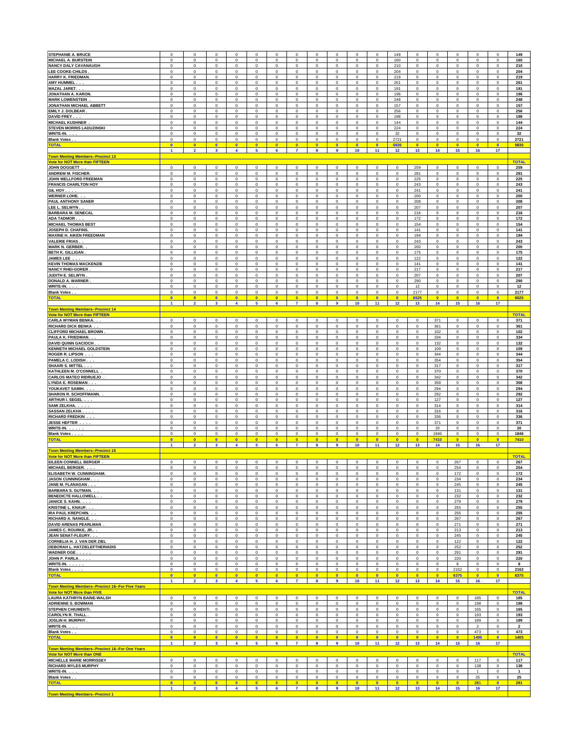| | | | | | | | | | | | | | | | | | | |
|---|---|---|---|---|---|---|---|---|---|---|---|---|---|---|---|---|---|---|
| **STEPHANIE A. BRUCE** | 0 | 0 | 0 | 0 | 0 | 0 | 0 | 0 | 0 | 0 | 0 | 149 | 0 | 0 | 0 | 0 | 0 | 149 |
| **MICHAEL A. BURSTEIN** | 0 | 0 | 0 | 0 | 0 | 0 | 0 | 0 | 0 | 0 | 0 | 160 | 0 | 0 | 0 | 0 | 0 | 160 |
| **NANCY DALY CAVANAUGH** | 0 | 0 | 0 | 0 | 0 | 0 | 0 | 0 | 0 | 0 | 0 | 210 | 0 | 0 | 0 | 0 | 0 | 210 |
| **LEE COOKE-CHILDS .** | 0 | 0 | 0 | 0 | 0 | 0 | 0 | 0 | 0 | 0 | 0 | 204 | 0 | 0 | 0 | 0 | 0 | 204 |
| **HARRY K. FRIEDMAN.** | 0 | 0 | 0 | 0 | 0 | 0 | 0 | 0 | 0 | 0 | 0 | 219 | 0 | 0 | 0 | 0 | 0 | 219 |
| **AMY HUMMEL . .** | 0 | 0 | 0 | 0 | 0 | 0 | 0 | 0 | 0 | 0 | 0 | 261 | 0 | 0 | 0 | 0 | 0 | 261 |
| **MAZAL JARET. . .** | 0 | 0 | 0 | 0 | 0 | 0 | 0 | 0 | 0 | 0 | 0 | 191 | 0 | 0 | 0 | 0 | 0 | 191 |
| **JONATHAN A. KARON.** | 0 | 0 | 0 | 0 | 0 | 0 | 0 | 0 | 0 | 0 | 0 | 196 | 0 | 0 | 0 | 0 | 0 | 196 |
| **MARK LOWENSTEIN .** | 0 | 0 | 0 | 0 | 0 | 0 | 0 | 0 | 0 | 0 | 0 | 248 | 0 | 0 | 0 | 0 | 0 | 248 |
| **JONATHAN MICHAEL ABBETT** | 0 | 0 | 0 | 0 | 0 | 0 | 0 | 0 | 0 | 0 | 0 | 157 | 0 | 0 | 0 | 0 | 0 | 157 |
| **EMILY J. DOLBEAR .** | 0 | 0 | 0 | 0 | 0 | 0 | 0 | 0 | 0 | 0 | 0 | 256 | 0 | 0 | 0 | 0 | 0 | 256 |
| **DAVID FREY . . . .** | 0 | 0 | 0 | 0 | 0 | 0 | 0 | 0 | 0 | 0 | 0 | 198 | 0 | 0 | 0 | 0 | 0 | 198 |
| **MICHAEL KUSHNER .** | 0 | 0 | 0 | 0 | 0 | 0 | 0 | 0 | 0 | 0 | 0 | 144 | 0 | 0 | 0 | 0 | 0 | 144 |
| **STEVEN MORRIS LADUZINSKI** | 0 | 0 | 0 | 0 | 0 | 0 | 0 | 0 | 0 | 0 | 0 | 224 | 0 | 0 | 0 | 0 | 0 | 224 |
| **WRITE-IN. . . .** | 0 | 0 | 0 | 0 | 0 | 0 | 0 | 0 | 0 | 0 | 0 | 32 | 0 | 0 | 0 | 0 | 0 | 32 |
| **Blank Votes . .** | 0 | 0 | 0 | 0 | 0 | 0 | 0 | 0 | 0 | 0 | 0 | 2721 | 0 | 0 | 0 | 0 | 0 | 2721 |
| **TOTAL** | 0 | 0 | 0 | 0 | 0 | 0 | 0 | 0 | 0 | 0 | 0 | 5835 | 0 | 0 | 0 | 0 | 0 | 5835 |
| | 1 | 2 | 3 | 4 | 5 | 6 | 7 | 8 | 9 | 10 | 11 | 12 | 13 | 14 | 15 | 16 | 17 | |
| **Town Meeting Members--Precinct 13** | | | | | | | | | | | | | | | | | | |
| **Vote for NOT More than FIFTEEN** | | | | | | | | | | | | | | | | | | **TOTAL** |
| **JOHN DOGGETT . .** | 0 | 0 | 0 | 0 | 0 | 0 | 0 | 0 | 0 | 0 | 0 | 0 | 259 | 0 | 0 | 0 | 0 | 259 |
| **ANDREW M. FISCHER.** | 0 | 0 | 0 | 0 | 0 | 0 | 0 | 0 | 0 | 0 | 0 | 0 | 281 | 0 | 0 | 0 | 0 | 281 |
| **JOHN WELLFORD FREEMAN** | 0 | 0 | 0 | 0 | 0 | 0 | 0 | 0 | 0 | 0 | 0 | 0 | 225 | 0 | 0 | 0 | 0 | 225 |
| **FRANCIS CHARLTON HOY** | 0 | 0 | 0 | 0 | 0 | 0 | 0 | 0 | 0 | 0 | 0 | 0 | 243 | 0 | 0 | 0 | 0 | 243 |
| **GIL HOY . . . .** | 0 | 0 | 0 | 0 | 0 | 0 | 0 | 0 | 0 | 0 | 0 | 0 | 241 | 0 | 0 | 0 | 0 | 241 |
| **WERNER LOHE. . .** | 0 | 0 | 0 | 0 | 0 | 0 | 0 | 0 | 0 | 0 | 0 | 0 | 200 | 0 | 0 | 0 | 0 | 200 |
| **PAUL ANTHONY SANER** | 0 | 0 | 0 | 0 | 0 | 0 | 0 | 0 | 0 | 0 | 0 | 0 | 208 | 0 | 0 | 0 | 0 | 208 |
| **LEE L. SELWYN . .** | 0 | 0 | 0 | 0 | 0 | 0 | 0 | 0 | 0 | 0 | 0 | 0 | 207 | 0 | 0 | 0 | 0 | 207 |
| **BARBARA M. SENECAL** | 0 | 0 | 0 | 0 | 0 | 0 | 0 | 0 | 0 | 0 | 0 | 0 | 216 | 0 | 0 | 0 | 0 | 216 |
| **ADA TADMOR . . .** | 0 | 0 | 0 | 0 | 0 | 0 | 0 | 0 | 0 | 0 | 0 | 0 | 172 | 0 | 0 | 0 | 0 | 172 |
| **MICHAEL THOMAS BEST** | 0 | 0 | 0 | 0 | 0 | 0 | 0 | 0 | 0 | 0 | 0 | 0 | 154 | 0 | 0 | 0 | 0 | 154 |
| **JOSEPH D. CHAFINS.** | 0 | 0 | 0 | 0 | 0 | 0 | 0 | 0 | 0 | 0 | 0 | 0 | 141 | 0 | 0 | 0 | 0 | 141 |
| **MAXINE H. AIKEN FREEDMAN** | 0 | 0 | 0 | 0 | 0 | 0 | 0 | 0 | 0 | 0 | 0 | 0 | 194 | 0 | 0 | 0 | 0 | 194 |
| **VALERIE FRIAS . .** | 0 | 0 | 0 | 0 | 0 | 0 | 0 | 0 | 0 | 0 | 0 | 0 | 243 | 0 | 0 | 0 | 0 | 243 |
| **MARK N. GERBER. .** | 0 | 0 | 0 | 0 | 0 | 0 | 0 | 0 | 0 | 0 | 0 | 0 | 200 | 0 | 0 | 0 | 0 | 200 |
| **BETH K. GILLIGAN .** | 0 | 0 | 0 | 0 | 0 | 0 | 0 | 0 | 0 | 0 | 0 | 0 | 175 | 0 | 0 | 0 | 0 | 175 |
| **JAMES LEE . . .** | 0 | 0 | 0 | 0 | 0 | 0 | 0 | 0 | 0 | 0 | 0 | 0 | 122 | 0 | 0 | 0 | 0 | 122 |
| **KEVIN THOMAS MACKENZIE** | 0 | 0 | 0 | 0 | 0 | 0 | 0 | 0 | 0 | 0 | 0 | 0 | 141 | 0 | 0 | 0 | 0 | 141 |
| **NANCY RHEI-GORER .** | 0 | 0 | 0 | 0 | 0 | 0 | 0 | 0 | 0 | 0 | 0 | 0 | 217 | 0 | 0 | 0 | 0 | 217 |
| **JUDITH E. SELWYN .** | 0 | 0 | 0 | 0 | 0 | 0 | 0 | 0 | 0 | 0 | 0 | 0 | 207 | 0 | 0 | 0 | 0 | 207 |
| **DONALD A. WARNER .** | 0 | 0 | 0 | 0 | 0 | 0 | 0 | 0 | 0 | 0 | 0 | 0 | 290 | 0 | 0 | 0 | 0 | 290 |
| **WRITE-IN. . . .** | 0 | 0 | 0 | 0 | 0 | 0 | 0 | 0 | 0 | 0 | 0 | 0 | 12 | 0 | 0 | 0 | 0 | 12 |
| **Blank Votes . .** | 0 | 0 | 0 | 0 | 0 | 0 | 0 | 0 | 0 | 0 | 0 | 0 | 2177 | 0 | 0 | 0 | 0 | 2177 |
| **TOTAL** | 0 | 0 | 0 | 0 | 0 | 0 | 0 | 0 | 0 | 0 | 0 | 0 | 6525 | 0 | 0 | 0 | 0 | 6525 |
| | 1 | 2 | 3 | 4 | 5 | 6 | 7 | 8 | 9 | 10 | 11 | 12 | 13 | 14 | 15 | 16 | 17 | |
| **Town Meeting Members--Precinct 14** | | | | | | | | | | | | | | | | | | |
| **Vote for NOT More than FIFTEEN** | | | | | | | | | | | | | | | | | | **TOTAL** |
| **CARLA WYMAN BENKA. .** | 0 | 0 | 0 | 0 | 0 | 0 | 0 | 0 | 0 | 0 | 0 | 0 | 0 | 371 | 0 | 0 | 0 | 371 |
| **RICHARD DICK BENKA . .** | 0 | 0 | 0 | 0 | 0 | 0 | 0 | 0 | 0 | 0 | 0 | 0 | 0 | 361 | 0 | 0 | 0 | 361 |
| **CLIFFORD MICHAEL BROWN .** | 0 | 0 | 0 | 0 | 0 | 0 | 0 | 0 | 0 | 0 | 0 | 0 | 0 | 102 | 0 | 0 | 0 | 102 |
| **PAULA K. FRIEDMAN. . .** | 0 | 0 | 0 | 0 | 0 | 0 | 0 | 0 | 0 | 0 | 0 | 0 | 0 | 334 | 0 | 0 | 0 | 334 |
| **DAVID QUINN GACIOCH . .** | 0 | 0 | 0 | 0 | 0 | 0 | 0 | 0 | 0 | 0 | 0 | 0 | 0 | 132 | 0 | 0 | 0 | 132 |
| **KENNETH MICHAEL GOLDSTEIN** | 0 | 0 | 0 | 0 | 0 | 0 | 0 | 0 | 0 | 0 | 0 | 0 | 0 | 109 | 0 | 0 | 0 | 109 |
| **ROGER R. LIPSON . . .** | 0 | 0 | 0 | 0 | 0 | 0 | 0 | 0 | 0 | 0 | 0 | 0 | 0 | 344 | 0 | 0 | 0 | 344 |
| **PAMELA C. LODISH . . .** | 0 | 0 | 0 | 0 | 0 | 0 | 0 | 0 | 0 | 0 | 0 | 0 | 0 | 354 | 0 | 0 | 0 | 354 |
| **SHAARI S. MITTEL . . .** | 0 | 0 | 0 | 0 | 0 | 0 | 0 | 0 | 0 | 0 | 0 | 0 | 0 | 317 | 0 | 0 | 0 | 317 |
| **KATHLEEN M. O'CONNELL .** | 0 | 0 | 0 | 0 | 0 | 0 | 0 | 0 | 0 | 0 | 0 | 0 | 0 | 370 | 0 | 0 | 0 | 370 |
| **CARLOS MATEO RIDRUEJO .** | 0 | 0 | 0 | 0 | 0 | 0 | 0 | 0 | 0 | 0 | 0 | 0 | 0 | 342 | 0 | 0 | 0 | 342 |
| **LYNDA E. ROSEMAN . . .** | 0 | 0 | 0 | 0 | 0 | 0 | 0 | 0 | 0 | 0 | 0 | 0 | 0 | 358 | 0 | 0 | 0 | 358 |
| **YOUKAVET SAMIH. . . .** | 0 | 0 | 0 | 0 | 0 | 0 | 0 | 0 | 0 | 0 | 0 | 0 | 0 | 294 | 0 | 0 | 0 | 294 |
| **SHARON R. SCHOFFMANN. .** | 0 | 0 | 0 | 0 | 0 | 0 | 0 | 0 | 0 | 0 | 0 | 0 | 0 | 292 | 0 | 0 | 0 | 292 |
| **ARTHUR I. SEGEL . . .** | 0 | 0 | 0 | 0 | 0 | 0 | 0 | 0 | 0 | 0 | 0 | 0 | 0 | 127 | 0 | 0 | 0 | 127 |
| **SAMI ZELKHA. . . . .** | 0 | 0 | 0 | 0 | 0 | 0 | 0 | 0 | 0 | 0 | 0 | 0 | 0 | 314 | 0 | 0 | 0 | 314 |
| **SASSAN ZELKHA . . . .** | 0 | 0 | 0 | 0 | 0 | 0 | 0 | 0 | 0 | 0 | 0 | 0 | 0 | 316 | 0 | 0 | 0 | 316 |
| **RICHARD FREDKIN . . .** | 0 | 0 | 0 | 0 | 0 | 0 | 0 | 0 | 0 | 0 | 0 | 0 | 0 | 336 | 0 | 0 | 0 | 336 |
| **JESSE HEFTER . . . .** | 0 | 0 | 0 | 0 | 0 | 0 | 0 | 0 | 0 | 0 | 0 | 0 | 0 | 371 | 0 | 0 | 0 | 371 |
| **WRITE-IN. . . . . .** | 0 | 0 | 0 | 0 | 0 | 0 | 0 | 0 | 0 | 0 | 0 | 0 | 0 | 20 | 0 | 0 | 0 | 20 |
| **Blank Votes . . . .** | 0 | 0 | 0 | 0 | 0 | 0 | 0 | 0 | 0 | 0 | 0 | 0 | 0 | 1846 | 0 | 0 | 0 | 1846 |
| **TOTAL** | 0 | 0 | 0 | 0 | 0 | 0 | 0 | 0 | 0 | 0 | 0 | 0 | 0 | 7410 | 0 | 0 | 0 | 7410 |
| | 1 | 2 | 3 | 4 | 5 | 6 | 7 | 8 | 9 | 10 | 11 | 12 | 13 | 14 | 15 | 16 | 17 | |
| **Town Meeting Members--Precinct 15** | | | | | | | | | | | | | | | | | | |
| **Vote for NOT More than FIFTEEN** | | | | | | | | | | | | | | | | | | **TOTAL** |
| **EILEEN CONNELL BERGER .** | 0 | 0 | 0 | 0 | 0 | 0 | 0 | 0 | 0 | 0 | 0 | 0 | 0 | 0 | 267 | 0 | 0 | 267 |
| **MICHAEL BERGER. . . .** | 0 | 0 | 0 | 0 | 0 | 0 | 0 | 0 | 0 | 0 | 0 | 0 | 0 | 0 | 254 | 0 | 0 | 254 |
| **ELISABETH W. CUNNINGHAM.** | 0 | 0 | 0 | 0 | 0 | 0 | 0 | 0 | 0 | 0 | 0 | 0 | 0 | 0 | 172 | 0 | 0 | 172 |
| **JASON CUNNINGHAM . . .** | 0 | 0 | 0 | 0 | 0 | 0 | 0 | 0 | 0 | 0 | 0 | 0 | 0 | 0 | 234 | 0 | 0 | 234 |
| **JANE M. FLANAGAN . . .** | 0 | 0 | 0 | 0 | 0 | 0 | 0 | 0 | 0 | 0 | 0 | 0 | 0 | 0 | 245 | 0 | 0 | 245 |
| **BARBARA S. GUTMAN. . .** | 0 | 0 | 0 | 0 | 0 | 0 | 0 | 0 | 0 | 0 | 0 | 0 | 0 | 0 | 131 | 0 | 0 | 131 |
| **BENEDICTE HALLOWELL . .** | 0 | 0 | 0 | 0 | 0 | 0 | 0 | 0 | 0 | 0 | 0 | 0 | 0 | 0 | 232 | 0 | 0 | 232 |
| **JANICE S. KAHN. . . .** | 0 | 0 | 0 | 0 | 0 | 0 | 0 | 0 | 0 | 0 | 0 | 0 | 0 | 0 | 279 | 0 | 0 | 279 |
| **KRISTINE L. KNAUF. . .** | 0 | 0 | 0 | 0 | 0 | 0 | 0 | 0 | 0 | 0 | 0 | 0 | 0 | 0 | 255 | 0 | 0 | 255 |
| **IRA PAUL KREPCHIN. . .** | 0 | 0 | 0 | 0 | 0 | 0 | 0 | 0 | 0 | 0 | 0 | 0 | 0 | 0 | 255 | 0 | 0 | 255 |
| **RICHARD A. NANGLE. . .** | 0 | 0 | 0 | 0 | 0 | 0 | 0 | 0 | 0 | 0 | 0 | 0 | 0 | 0 | 267 | 0 | 0 | 267 |
| **DAVID ARENAS PEARLMAN .** | 0 | 0 | 0 | 0 | 0 | 0 | 0 | 0 | 0 | 0 | 0 | 0 | 0 | 0 | 271 | 0 | 0 | 271 |
| **JAMES C. ROURKE, JR.. .** | 0 | 0 | 0 | 0 | 0 | 0 | 0 | 0 | 0 | 0 | 0 | 0 | 0 | 0 | 213 | 0 | 0 | 213 |
| **JEAN SENAT-FLEURY. . .** | 0 | 0 | 0 | 0 | 0 | 0 | 0 | 0 | 0 | 0 | 0 | 0 | 0 | 0 | 245 | 0 | 0 | 245 |
| **CORNELIA H. J. VAN DER ZIEL** | 0 | 0 | 0 | 0 | 0 | 0 | 0 | 0 | 0 | 0 | 0 | 0 | 0 | 0 | 122 | 0 | 0 | 122 |
| **DEBORAH L. HATZIELEFTHERIADIS** | 0 | 0 | 0 | 0 | 0 | 0 | 0 | 0 | 0 | 0 | 0 | 0 | 0 | 0 | 252 | 0 | 0 | 252 |
| **WADNER OGE . . . . .** | 0 | 0 | 0 | 0 | 0 | 0 | 0 | 0 | 0 | 0 | 0 | 0 | 0 | 0 | 291 | 0 | 0 | 291 |
| **JOHN P. PARLA . . . .** | 0 | 0 | 0 | 0 | 0 | 0 | 0 | 0 | 0 | 0 | 0 | 0 | 0 | 0 | 220 | 0 | 0 | 220 |
| **WRITE-IN. . . . . .** | 0 | 0 | 0 | 0 | 0 | 0 | 0 | 0 | 0 | 0 | 0 | 0 | 0 | 0 | 8 | 0 | 0 | 8 |
| **Blank Votes . . . .** | 0 | 0 | 0 | 0 | 0 | 0 | 0 | 0 | 0 | 0 | 0 | 0 | 0 | 0 | 2162 | 0 | 0 | 2162 |
| **TOTAL** | 0 | 0 | 0 | 0 | 0 | 0 | 0 | 0 | 0 | 0 | 0 | 0 | 0 | 0 | 6375 | 0 | 0 | 6375 |
| | 1 | 2 | 3 | 4 | 5 | 6 | 7 | 8 | 9 | 10 | 11 | 12 | 13 | 14 | 15 | 16 | 17 | |
| **Town Meeting Members--Precinct 16--For Five Years** | | | | | | | | | | | | | | | | | | |
| **Vote for NOT More than FIVE** | | | | | | | | | | | | | | | | | | **TOTAL** |
| **LAURA KATHRYN BAINE-WALSH** | 0 | 0 | 0 | 0 | 0 | 0 | 0 | 0 | 0 | 0 | 0 | 0 | 0 | 0 | 0 | 185 | 0 | 185 |
| **ADRIENNE S. BOWMAN** | 0 | 0 | 0 | 0 | 0 | 0 | 0 | 0 | 0 | 0 | 0 | 0 | 0 | 0 | 0 | 198 | 0 | 198 |
| **STEPHEN CHIUMENTI.** | 0 | 0 | 0 | 0 | 0 | 0 | 0 | 0 | 0 | 0 | 0 | 0 | 0 | 0 | 0 | 165 | 0 | 165 |
| **CAROLYN R. THALL .** | 0 | 0 | 0 | 0 | 0 | 0 | 0 | 0 | 0 | 0 | 0 | 0 | 0 | 0 | 0 | 193 | 0 | 193 |
| **JOSLIN H. MURPHY .** | 0 | 0 | 0 | 0 | 0 | 0 | 0 | 0 | 0 | 0 | 0 | 0 | 0 | 0 | 0 | 189 | 0 | 189 |
| **WRITE-IN. . . .** | 0 | 0 | 0 | 0 | 0 | 0 | 0 | 0 | 0 | 0 | 0 | 0 | 0 | 0 | 0 | 2 | 0 | 2 |
| **Blank Votes . .** | 0 | 0 | 0 | 0 | 0 | 0 | 0 | 0 | 0 | 0 | 0 | 0 | 0 | 0 | 0 | 473 | 0 | 473 |
| **TOTAL** | 0 | 0 | 0 | 0 | 0 | 0 | 0 | 0 | 0 | 0 | 0 | 0 | 0 | 0 | 0 | 1405 | 0 | 1405 |
| | 1 | 2 | 3 | 4 | 5 | 6 | 7 | 8 | 9 | 10 | 11 | 12 | 13 | 14 | 15 | 16 | 17 | |
| **Town Meeting Members--Precinct 16--For One Years** | | | | | | | | | | | | | | | | | | |
| **Vote for NOT More than ONE** | | | | | | | | | | | | | | | | | | **TOTAL** |
| **MICHELLE MARIE MORRISSEY** | 0 | 0 | 0 | 0 | 0 | 0 | 0 | 0 | 0 | 0 | 0 | 0 | 0 | 0 | 0 | 117 | 0 | 117 |
| **RICHARD MYLES MURPHY** | 0 | 0 | 0 | 0 | 0 | 0 | 0 | 0 | 0 | 0 | 0 | 0 | 0 | 0 | 0 | 138 | 0 | 138 |
| **WRITE-IN. . . .** | 0 | 0 | 0 | 0 | 0 | 0 | 0 | 0 | 0 | 0 | 0 | 0 | 0 | 0 | 0 | 1 | 0 | 1 |
| **Blank Votes . .** | 0 | 0 | 0 | 0 | 0 | 0 | 0 | 0 | 0 | 0 | 0 | 0 | 0 | 0 | 0 | 25 | 0 | 25 |
| **TOTAL** | 0 | 0 | 0 | 0 | 0 | 0 | 0 | 0 | 0 | 0 | 0 | 0 | 0 | 0 | 0 | 281 | 0 | 281 |
| | 1 | 2 | 3 | 4 | 5 | 6 | 7 | 8 | 9 | 10 | 11 | 12 | 13 | 14 | 15 | 16 | 17 | |
| **Town Meeting Members--Precinct 1** | | | | | | | | | | | | | | | | | | |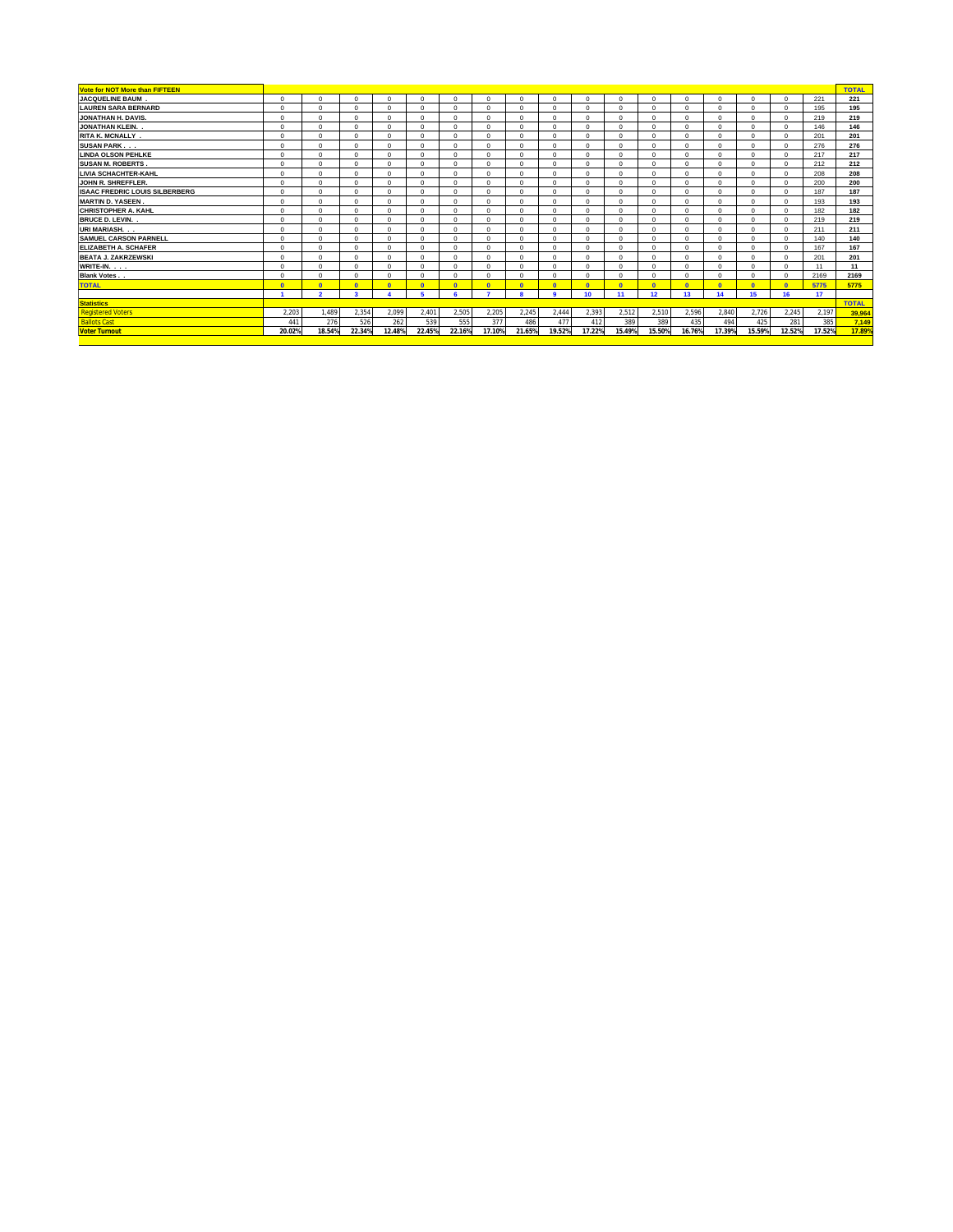| Vote for NOT More than FIFTEEN | | | | | | | | | | | | | | | | | | TOTAL |
|---|---|---|---|---|---|---|---|---|---|---|---|---|---|---|---|---|---|---|
| JACQUELINE BAUM . | 0 | 0 | 0 | 0 | 0 | 0 | 0 | 0 | 0 | 0 | 0 | 0 | 0 | 0 | 0 | 0 | 221 | 221 |
| LAUREN SARA BERNARD | 0 | 0 | 0 | 0 | 0 | 0 | 0 | 0 | 0 | 0 | 0 | 0 | 0 | 0 | 0 | 0 | 195 | 195 |
| JONATHAN H. DAVIS. | 0 | 0 | 0 | 0 | 0 | 0 | 0 | 0 | 0 | 0 | 0 | 0 | 0 | 0 | 0 | 0 | 219 | 219 |
| JONATHAN KLEIN. . | 0 | 0 | 0 | 0 | 0 | 0 | 0 | 0 | 0 | 0 | 0 | 0 | 0 | 0 | 0 | 0 | 146 | 146 |
| RITA K. MCNALLY . | 0 | 0 | 0 | 0 | 0 | 0 | 0 | 0 | 0 | 0 | 0 | 0 | 0 | 0 | 0 | 0 | 201 | 201 |
| SUSAN PARK . . . | 0 | 0 | 0 | 0 | 0 | 0 | 0 | 0 | 0 | 0 | 0 | 0 | 0 | 0 | 0 | 0 | 276 | 276 |
| LINDA OLSON PEHLKE | 0 | 0 | 0 | 0 | 0 | 0 | 0 | 0 | 0 | 0 | 0 | 0 | 0 | 0 | 0 | 0 | 217 | 217 |
| SUSAN M. ROBERTS . | 0 | 0 | 0 | 0 | 0 | 0 | 0 | 0 | 0 | 0 | 0 | 0 | 0 | 0 | 0 | 0 | 212 | 212 |
| LIVIA SCHACHTER-KAHL | 0 | 0 | 0 | 0 | 0 | 0 | 0 | 0 | 0 | 0 | 0 | 0 | 0 | 0 | 0 | 0 | 208 | 208 |
| JOHN R. SHREFFLER. | 0 | 0 | 0 | 0 | 0 | 0 | 0 | 0 | 0 | 0 | 0 | 0 | 0 | 0 | 0 | 0 | 200 | 200 |
| ISAAC FREDRIC LOUIS SILBERBERG | 0 | 0 | 0 | 0 | 0 | 0 | 0 | 0 | 0 | 0 | 0 | 0 | 0 | 0 | 0 | 0 | 187 | 187 |
| MARTIN D. YASEEN . | 0 | 0 | 0 | 0 | 0 | 0 | 0 | 0 | 0 | 0 | 0 | 0 | 0 | 0 | 0 | 0 | 193 | 193 |
| CHRISTOPHER A. KAHL | 0 | 0 | 0 | 0 | 0 | 0 | 0 | 0 | 0 | 0 | 0 | 0 | 0 | 0 | 0 | 0 | 182 | 182 |
| BRUCE D. LEVIN. . | 0 | 0 | 0 | 0 | 0 | 0 | 0 | 0 | 0 | 0 | 0 | 0 | 0 | 0 | 0 | 0 | 219 | 219 |
| URI MARIASH. . . | 0 | 0 | 0 | 0 | 0 | 0 | 0 | 0 | 0 | 0 | 0 | 0 | 0 | 0 | 0 | 0 | 211 | 211 |
| SAMUEL CARSON PARNELL | 0 | 0 | 0 | 0 | 0 | 0 | 0 | 0 | 0 | 0 | 0 | 0 | 0 | 0 | 0 | 0 | 140 | 140 |
| ELIZABETH A. SCHAFER | 0 | 0 | 0 | 0 | 0 | 0 | 0 | 0 | 0 | 0 | 0 | 0 | 0 | 0 | 0 | 0 | 167 | 167 |
| BEATA J. ZAKRZEWSKI | 0 | 0 | 0 | 0 | 0 | 0 | 0 | 0 | 0 | 0 | 0 | 0 | 0 | 0 | 0 | 0 | 201 | 201 |
| WRITE-IN. . . . | 0 | 0 | 0 | 0 | 0 | 0 | 0 | 0 | 0 | 0 | 0 | 0 | 0 | 0 | 0 | 0 | 11 | 11 |
| Blank Votes . . | 0 | 0 | 0 | 0 | 0 | 0 | 0 | 0 | 0 | 0 | 0 | 0 | 0 | 0 | 0 | 0 | 2169 | 2169 |
| TOTAL | 0 | 0 | 0 | 0 | 0 | 0 | 0 | 0 | 0 | 0 | 0 | 0 | 0 | 0 | 0 | 0 | 5775 | 5775 |
| | 1 | 2 | 3 | 4 | 5 | 6 | 7 | 8 | 9 | 10 | 11 | 12 | 13 | 14 | 15 | 16 | 17 | |
| Statistics | | | | | | | | | | | | | | | | | | TOTAL |
| Registered Voters | 2,203 | 1,489 | 2,354 | 2,099 | 2,401 | 2,505 | 2,205 | 2,245 | 2,444 | 2,393 | 2,512 | 2,510 | 2,596 | 2,840 | 2,726 | 2,245 | 2,197 | 39,964 |
| Ballots Cast | 441 | 276 | 526 | 262 | 539 | 555 | 377 | 486 | 477 | 412 | 389 | 389 | 435 | 494 | 425 | 281 | 385 | 7,149 |
| Voter Turnout | 20.02% | 18.54% | 22.34% | 12.48% | 22.45% | 22.16% | 17.10% | 21.65% | 19.52% | 17.22% | 15.49% | 15.50% | 16.76% | 17.39% | 15.59% | 12.52% | 17.52% | 17.89% |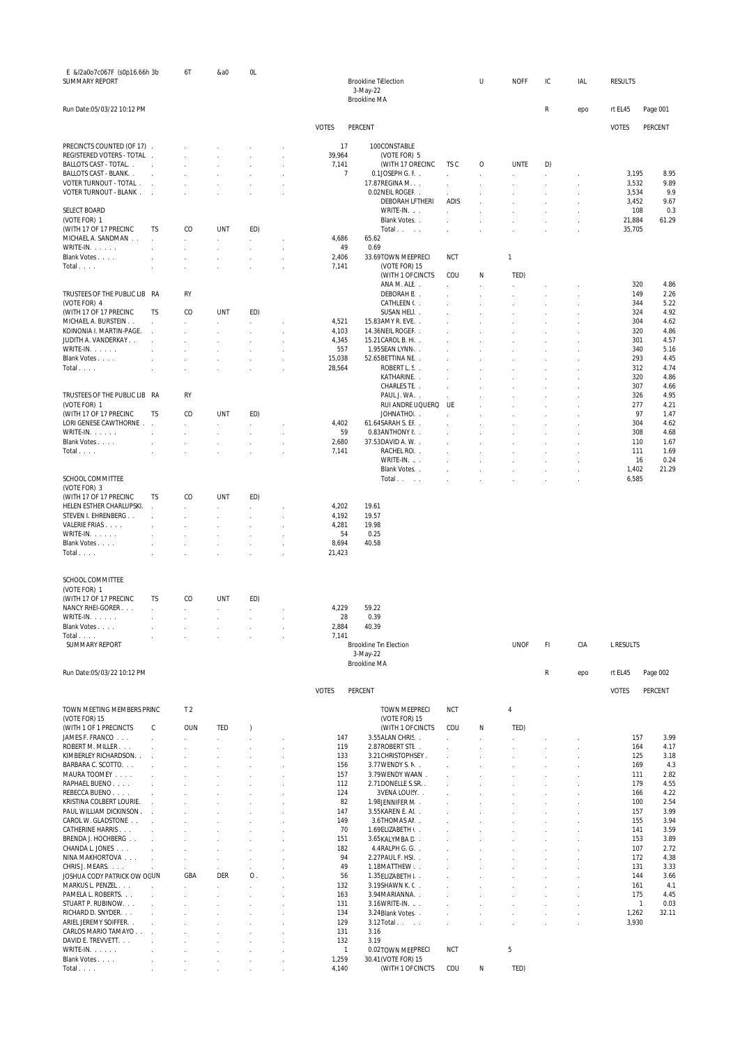E &l2a0o7c067F (s0p16.66h 3b 6T &a0 0L

SUMMARY REPORT

Brookline TiElection U NOFF IC IAL RESULTS

3-May-22

Brookline MA

Run Date:05/03/22 10:12 PM R epo rt EL45 Page 001

| | VOTES | PERCENT |
|---|---|---|
| PRECINCTS COUNTED (OF 17) | 17 | 100 |
| REGISTERED VOTERS - TOTAL | 39,964 | |
| BALLOTS CAST - TOTAL | 7,141 | |
| BALLOTS CAST - BLANK | 7 | 0.1 |
| VOTER TURNOUT - TOTAL | | 17.87 |
| VOTER TURNOUT - BLANK | | 0.02 |

**SELECT BOARD**
(VOTE FOR) 1
(WITH 17 OF 17 PRECINCTS COUNTED)

| | VOTES | PERCENT |
|---|---|---|
| MICHAEL A. SANDMAN | 4,686 | 65.62 |
| WRITE-IN. | 49 | 0.69 |
| Blank Votes | 2,406 | 33.69 |
| Total | 7,141 | |

**TRUSTEES OF THE PUBLIC LIBRARY**
(VOTE FOR) 4
(WITH 17 OF 17 PRECINCTS COUNTED)

| | VOTES | PERCENT |
|---|---|---|
| MICHAEL A. BURSTEIN | 4,521 | 15.83 |
| KOINONIA I. MARTIN-PAGE. | 4,103 | 14.36 |
| JUDITH A. VANDERKAY | 4,345 | 15.21 |
| WRITE-IN. | 557 | 1.95 |
| Blank Votes | 15,038 | 52.65 |
| Total | 28,564 | |

**TRUSTEES OF THE PUBLIC LIBRARY**
(VOTE FOR) 1
(WITH 17 OF 17 PRECINCTS COUNTED)

| | VOTES | PERCENT |
|---|---|---|
| LORI GENESE CAWTHORNE | 4,402 | 61.64 |
| WRITE-IN. | 59 | 0.83 |
| Blank Votes | 2,680 | 37.53 |
| Total | 7,141 | |

**SCHOOL COMMITTEE**
(VOTE FOR) 3
(WITH 17 OF 17 PRECINCTS COUNTED)

| | VOTES | PERCENT |
|---|---|---|
| HELEN ESTHER CHARLUPSKI. | 4,202 | 19.61 |
| STEVEN I. EHRENBERG | 4,192 | 19.57 |
| VALERIE FRIAS | 4,281 | 19.98 |
| WRITE-IN. | 54 | 0.25 |
| Blank Votes | 8,694 | 40.58 |
| Total | 21,423 | |

**SCHOOL COMMITTEE**
(VOTE FOR) 1
(WITH 17 OF 17 PRECINCTS COUNTED)

| | VOTES | PERCENT |
|---|---|---|
| NANCY RHEI-GORER | 4,229 | 59.22 |
| WRITE-IN. | 28 | 0.39 |
| Blank Votes | 2,884 | 40.39 |
| Total | 7,141 | |

**CONSTABLE**
(VOTE FOR) 5
(WITH 17 OF 17 PRECINCTS COUNTED)

| | VOTES | PERCENT |
|---|---|---|
| JOSEPH G. F. | 3,195 | 8.95 |
| REGINA M. | 3,532 | 9.89 |
| NEIL ROGER | 3,534 | 9.9 |
| DEBORAH LFTHERIADIS | 3,452 | 9.67 |
| WRITE-IN. | 108 | 0.3 |
| Blank Votes | 21,884 | 61.29 |
| Total | 35,705 | |

**TOWN MEETING MEMBERS PRECINCT 1**
(VOTE FOR) 15
(WITH 1 OF 1 PRECINCTS COUNTED)

| | VOTES | PERCENT |
|---|---|---|
| ANA M. ALE | 320 | 4.86 |
| DEBORAH B. | 149 | 2.26 |
| CATHLEEN C | 344 | 5.22 |
| SUSAN HELL | 324 | 4.92 |
| AMY R. EVE | 304 | 4.62 |
| NEIL ROGER | 320 | 4.86 |
| CAROL B. HU | 301 | 4.57 |
| SEAN LYNN | 340 | 5.16 |
| BETTINA NE | 293 | 4.45 |
| ROBERT L. S | 312 | 4.74 |
| KATHARINE | 320 | 4.86 |
| CHARLES TE | 307 | 4.66 |
| PAUL J. WA | 326 | 4.95 |
| RUI ANDRE UQUERQUE | 277 | 4.21 |
| JOHNATHOL | 97 | 1.47 |
| SARAH S. EF | 304 | 4.62 |
| ANTHONY I | 308 | 4.68 |
| DAVID A. W | 110 | 1.67 |
| RACHEL ROI | 111 | 1.69 |
| WRITE-IN. | 16 | 0.24 |
| Blank Votes | 1,402 | 21.29 |
| Total | 6,585 | |

SUMMARY REPORT

Brookline Tin Election UNOF FI CIA L RESULTS

3-May-22

Brookline MA

Run Date:05/03/22 10:12 PM R epo rt EL45 Page 002

**TOWN MEETING MEMBERS PRECINCT 2**
(VOTE FOR) 15
(WITH 1 OF 1 PRECINCTS COUNTED)

| | VOTES | PERCENT |
|---|---|---|
| JAMES F. FRANCO | 147 | 3.55 |
| ROBERT M. MILLER | 119 | 2.87 |
| KIMBERLEY RICHARDSON. | 133 | 3.21 |
| BARBARA C. SCOTTO. | 156 | 3.77 |
| MAURA TOOMEY | 157 | 3.79 |
| RAPHAEL BUENO | 112 | 2.71 |
| REBECCA BUENO | 124 | 3 |
| KRISTINA COLBERT LOURIE. | 82 | 1.98 |
| PAUL WILLIAM DICKINSON | 147 | 3.55 |
| CAROL W. GLADSTONE | 149 | 3.6 |
| CATHERINE HARRIS | 70 | 1.69 |
| BRENDA J. HOCHBERG | 151 | 3.65 |
| CHANDA L. JONES | 182 | 4.4 |
| NINA MAKHORTOVA | 94 | 2.27 |
| CHRIS J. MEARS. | 49 | 1.18 |
| JOSHUA CODY PATRICK OWOGBADERO | 56 | 1.35 |
| MARKUS L. PENZEL | 132 | 3.19 |
| PAMELA L. ROBERTS. | 163 | 3.94 |
| STUART P. RUBINOW. | 131 | 3.16 |
| RICHARD D. SNYDER. | 134 | 3.24 |
| ARIEL JEREMY SOIFFER. | 129 | 3.12 |
| CARLOS MARIO TAMAYO | 131 | 3.16 |
| DAVID E. TREVVETT. | 132 | 3.19 |
| WRITE-IN. | 1 | 0.02 |
| Blank Votes | 1,259 | 30.41 |
| Total | 4,140 | |

**TOWN MEETING MEMBERS PRECINCT 4**
(VOTE FOR) 15
(WITH 1 OF 1 PRECINCTS COUNTED)

| | VOTES | PERCENT |
|---|---|---|
| ALAN CHRIS | 157 | 3.99 |
| ROBERT STE | 164 | 4.17 |
| CHRISTOPHSEY | 125 | 3.18 |
| WENDY S. N | 169 | 4.3 |
| WENDY WAAN | 111 | 2.82 |
| DONELLE S.SR | 179 | 4.55 |
| VENA LOUISY | 166 | 4.22 |
| JENNIFER M | 100 | 2.54 |
| KAREN E. AL | 157 | 3.99 |
| THOMAS AM | 155 | 3.94 |
| ELIZABETH | 141 | 3.59 |
| KALYMBA D | 153 | 3.89 |
| RALPH G. G | 107 | 2.72 |
| PAUL F. HSI | 172 | 4.38 |
| MATTHEW | 131 | 3.33 |
| ELIZABETH I | 144 | 3.66 |
| SHAWN K. C | 161 | 4.1 |
| MARIANNA | 175 | 4.45 |
| WRITE-IN. | 1 | 0.03 |
| Blank Votes | 1,262 | 32.11 |
| Total | 3,930 | |

**TOWN MEETING MEMBERS PRECINCT 5**
(VOTE FOR) 15
(WITH 1 OF 1 PRECINCTS COUNTED)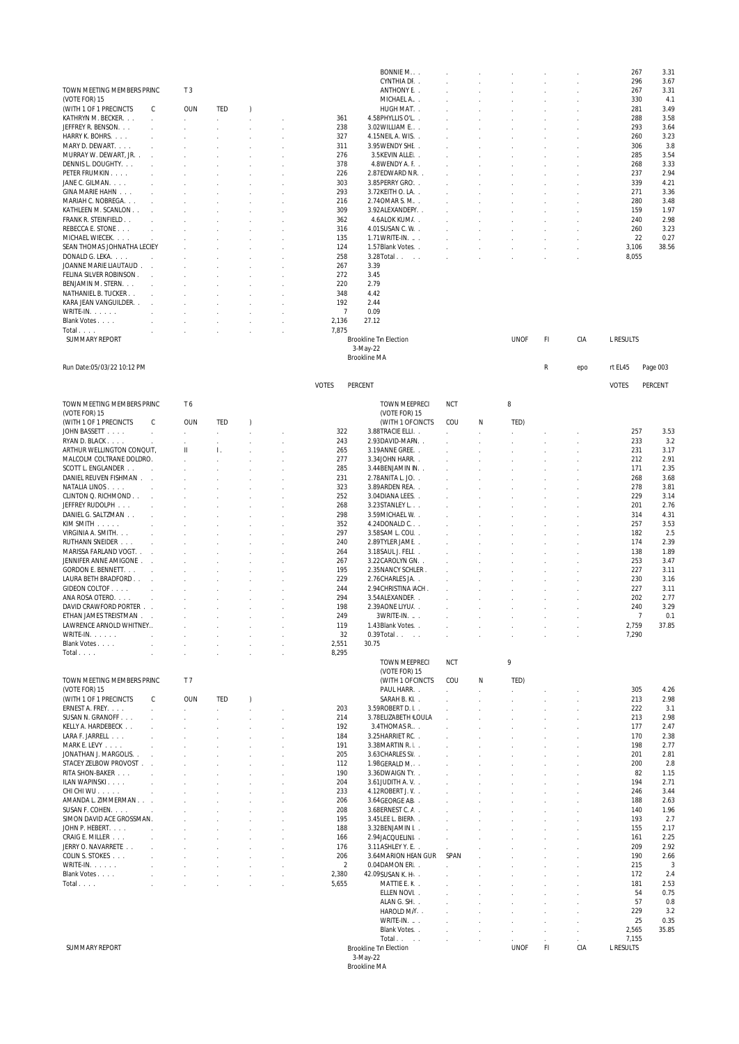**TOWN MEETING MEMBERS PRECINCT 3 (VOTE FOR) 15 (WITH 1 OF 1 PRECINCTS COUNTED)**

| Candidate | Votes | Percent |
|---|---|---|
| KATHRYN M. BECKER | 361 | 4.58 |
| JEFFREY R. BENSON | 238 | 3.02 |
| HARRY K. BOHRS | 327 | 4.15 |
| MARY D. DEWART | 311 | 3.95 |
| MURRAY W. DEWART, JR. | 276 | 3.5 |
| DENNIS L. DOUGHTY | 378 | 4.8 |
| PETER FRUMKIN | 226 | 2.87 |
| JANE C. GILMAN | 303 | 3.85 |
| GINA MARIE HAHN | 293 | 3.72 |
| MARIAH C. NOBREGA | 216 | 2.74 |
| KATHLEEN M. SCANLON | 309 | 3.92 |
| FRANK R. STEINFIELD | 362 | 4.6 |
| REBECCA E. STONE | 316 | 4.01 |
| MICHAEL WIECEK | 135 | 1.71 |
| SEAN THOMAS JOHNATHA LECIEY | 124 | 1.57 |
| DONALD G. LEKA | 258 | 3.28 |
| JOANNE MARIE LIAUTAUD | 267 | 3.39 |
| FELINA SILVER ROBINSON | 272 | 3.45 |
| BENJAMIN M. STERN | 220 | 2.79 |
| NATHANIEL B. TUCKER | 348 | 4.42 |
| KARA JEAN VANGUILDER | 192 | 2.44 |
| WRITE-IN | 7 | 0.09 |
| Blank Votes | 2,136 | 27.12 |
| Total | 7,875 | |

| Candidate | Votes | Percent |
|---|---|---|
| BONNIE M. | 267 | 3.31 |
| CYNTHIA DI. | 296 | 3.67 |
| ANTHONY E. | 267 | 3.31 |
| MICHAEL A. | 330 | 4.1 |
| HUGH MAT. | 281 | 3.49 |
| PHYLLIS O'L. | 288 | 3.58 |
| WILLIAM E. | 293 | 3.64 |
| NEIL A. WIS. | 260 | 3.23 |
| WENDY SHE. | 306 | 3.8 |
| KEVIN ALLE. | 285 | 3.54 |
| WENDY A. F. | 268 | 3.33 |
| EDWARD NR. | 237 | 2.94 |
| PERRY GRO. | 339 | 4.21 |
| KEITH O. LA. | 271 | 3.36 |
| OMAR S. M. | 280 | 3.48 |
| ALEXANDER. | 159 | 1.97 |
| ALOK KUMA. | 240 | 2.98 |
| SUSAN C. W. | 260 | 3.23 |
| WRITE-IN | 22 | 0.27 |
| Blank Votes | 3,106 | 38.56 |
| Total | 8,055 | |

SUMMARY REPORT — Brookline Town Election, 3-May-22, Brookline MA — UNOFFICIAL RESULTS

Run Date:05/03/22 10:12 PM — Report EL45 — Page 003

**TOWN MEETING MEMBERS PRECINCT 6 (VOTE FOR) 15 (WITH 1 OF 1 PRECINCTS COUNTED)**

| Candidate | Votes | Percent |
|---|---|---|
| JOHN BASSETT | 322 | 3.88 |
| RYAN D. BLACK | 243 | 2.93 |
| ARTHUR WELLINGTON CONQUIT, II | 265 | 3.19 |
| MALCOLM COLTRANE DOLDRO. | 277 | 3.34 |
| SCOTT L. ENGLANDER | 285 | 3.44 |
| DANIEL REUVEN FISHMAN | 231 | 2.78 |
| NATALIA LINOS | 323 | 3.89 |
| CLINTON Q. RICHMOND | 252 | 3.04 |
| JEFFREY RUDOLPH | 268 | 3.23 |
| DANIEL G. SALTZMAN | 298 | 3.59 |
| KIM SMITH | 352 | 4.24 |
| VIRGINIA A. SMITH | 297 | 3.58 |
| RUTHANN SNEIDER | 240 | 2.89 |
| MARISSA FARLAND VOGT | 264 | 3.18 |
| JENNIFER ANNE AMIGONE | 267 | 3.22 |
| GORDON E. BENNETT | 195 | 2.35 |
| LAURA BETH BRADFORD | 229 | 2.76 |
| GIDEON COLTOF | 244 | 2.94 |
| ANA ROSA OTERO | 294 | 3.54 |
| DAVID CRAWFORD PORTER | 198 | 2.39 |
| ETHAN JAMES TREISTMAN | 249 | 3 |
| LAWRENCE ARNOLD WHITNEY | 119 | 1.43 |
| WRITE-IN | 32 | 0.39 |
| Blank Votes | 2,551 | 30.75 |
| Total | 8,295 | |

**TOWN MEETING MEMBERS PRECINCT 8 (VOTE FOR) 15 (WITH 1 OF 1 PRECINCTS COUNTED)**

| Candidate | Votes | Percent |
|---|---|---|
| TRACIE ELLI. | 257 | 3.53 |
| DAVID-MARN. | 233 | 3.2 |
| ANNE GREE. | 231 | 3.17 |
| JOHN HARR. | 212 | 2.91 |
| BENJAMIN IN. | 171 | 2.35 |
| ANITA L. JO. | 268 | 3.68 |
| ARDEN REA. | 278 | 3.81 |
| DIANA LEES. | 229 | 3.14 |
| STANLEY L. | 201 | 2.76 |
| MICHAEL W. | 314 | 4.31 |
| DONALD C. | 257 | 3.53 |
| SAM L. COU. | 182 | 2.5 |
| TYLER JAME. | 174 | 2.39 |
| SAUL J. FELL. | 138 | 1.89 |
| CAROLYN GN. | 253 | 3.47 |
| NANCY SCHLER. | 227 | 3.11 |
| CHARLES JA. | 230 | 3.16 |
| CHRISTINA IACH. | 227 | 3.11 |
| ALEXANDER. | 202 | 2.77 |
| ONE LIYUA. | 240 | 3.29 |
| WRITE-IN | 7 | 0.1 |
| Blank Votes | 2,759 | 37.85 |
| Total | 7,290 | |

**TOWN MEETING MEMBERS PRECINCT 7 (VOTE FOR) 15 (WITH 1 OF 1 PRECINCTS COUNTED)**

| Candidate | Votes | Percent |
|---|---|---|
| ERNEST A. FREY | 203 | 3.59 |
| SUSAN N. GRANOFF | 214 | 3.78 |
| KELLY A. HARDEBECK | 192 | 3.4 |
| LARA F. JARRELL | 184 | 3.25 |
| MARK E. LEVY | 191 | 3.38 |
| JONATHAN J. MARGOLIS | 205 | 3.63 |
| STACEY ZELBOW PROVOST | 112 | 1.98 |
| RITA SHON-BAKER | 190 | 3.36 |
| ILAN WAPINSKI | 204 | 3.61 |
| CHI CHI WU | 233 | 4.12 |
| AMANDA L. ZIMMERMAN | 206 | 3.64 |
| SUSAN F. COHEN | 208 | 3.68 |
| SIMON DAVID ACE GROSSMAN | 195 | 3.45 |
| JOHN P. HEBERT | 188 | 3.32 |
| CRAIG E. MILLER | 166 | 2.94 |
| JERRY O. NAVARRETE | 176 | 3.11 |
| COLIN S. STOKES | 206 | 3.64 |
| WRITE-IN | 2 | 0.04 |
| Blank Votes | 2,380 | 42.09 |
| Total | 5,655 | |

**TOWN MEETING MEMBERS PRECINCT 9 (VOTE FOR) 15 (WITH 1 OF 1 PRECINCTS COUNTED)**

| Candidate | Votes | Percent |
|---|---|---|
| PAUL HARR. | 305 | 4.26 |
| SARAH B. KI. | 213 | 2.98 |
| ROBERT D. I. | 222 | 3.1 |
| ELIZABETH IOULA | 213 | 2.98 |
| THOMAS R. | 177 | 2.47 |
| HARRIET RC. | 170 | 2.38 |
| MARTIN R. I. | 198 | 2.77 |
| CHARLES SV. | 201 | 2.81 |
| GERALD M. | 200 | 2.8 |
| DWAIGN TY. | 82 | 1.15 |
| JUDITH A. V. | 194 | 2.71 |
| ROBERT J. V. | 246 | 3.44 |
| GEORGE AB. | 188 | 2.63 |
| ERNEST C. A. | 140 | 1.96 |
| LEE L. BIERN. | 193 | 2.7 |
| BENJAMIN I. | 155 | 2.17 |
| JACQUELINE | 161 | 2.25 |
| ASHLEY Y. E. | 209 | 2.92 |
| MARION HEAN GUR SPAN | 190 | 2.66 |
| DAMON ERI. | 215 | 3 |
| SUSAN K. H. | 172 | 2.4 |
| MATTIE E. K. | 181 | 2.53 |
| ELLEN NOVI. | 54 | 0.75 |
| ALAN G. SH. | 57 | 0.8 |
| HAROLD MAY. | 229 | 3.2 |
| WRITE-IN | 25 | 0.35 |
| Blank Votes | 2,565 | 35.85 |
| Total | 7,155 | |

SUMMARY REPORT — Brookline Town Election, 3-May-22, Brookline MA — UNOFFICIAL RESULTS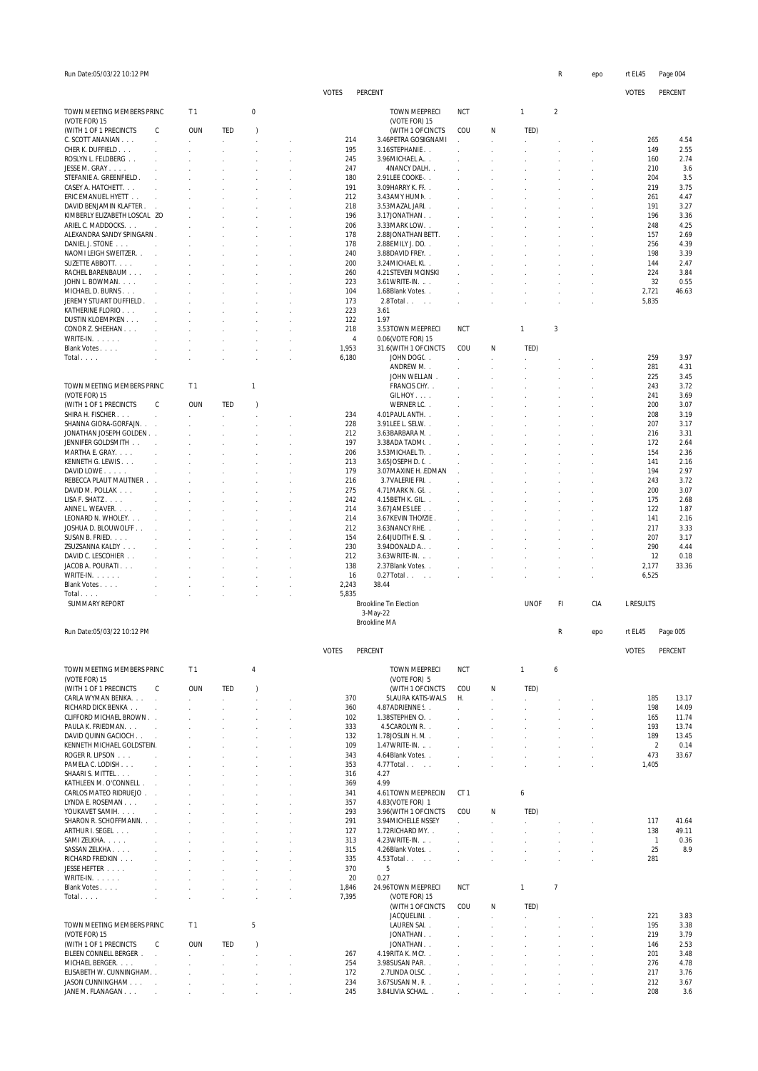Run Date:05/03/22 10:12 PM

| TOWN MEETING MEMBERS PRECINCT 10 (VOTE FOR) 15 (WITH 1 OF 1 PRECINCTS COUNTED) | VOTES | PERCENT |
|---|---|---|
| C. SCOTT ANANIAN | 214 | 3.46 |
| CHER K. DUFFIELD | 195 | 3.16 |
| ROSLYN L. FELDBERG | 245 | 3.96 |
| JESSE M. GRAY | 247 | 4 |
| STEFANIE A. GREENFIELD | 180 | 2.91 |
| CASEY A. HATCHETT | 191 | 3.09 |
| ERIC EMANUEL HYETT | 212 | 3.43 |
| DAVID BENJAMIN KLAFTER | 218 | 3.53 |
| KIMBERLY ELIZABETH LOSCALZO | 196 | 3.17 |
| ARIEL C. MADDOCKS | 206 | 3.33 |
| ALEXANDRA SANDY SPINGARN | 178 | 2.88 |
| DANIEL J. STONE | 178 | 2.88 |
| NAOMI LEIGH SWEITZER | 240 | 3.88 |
| SUZETTE ABBOTT | 200 | 3.24 |
| RACHEL BARENBAUM | 260 | 4.21 |
| JOHN L. BOWMAN | 223 | 3.61 |
| MICHAEL D. BURNS | 104 | 1.68 |
| JEREMY STUART DUFFIELD | 173 | 2.8 |
| KATHERINE FLORIO | 223 | 3.61 |
| DUSTIN KLOEMPKEN | 122 | 1.97 |
| CONOR Z. SHEEHAN | 218 | 3.53 |
| WRITE-IN. | 4 | 0.06 |
| Blank Votes | 1,953 | 31.6 |
| Total | 6,180 | |

| TOWN MEETING MEMBERS PRECINCT 11 (VOTE FOR) 15 (WITH 1 OF 1 PRECINCTS COUNTED) | VOTES | PERCENT |
|---|---|---|
| SHIRA H. FISCHER | 234 | 4.01 |
| SHANNA GIORA-GORFAJN | 228 | 3.91 |
| JONATHAN JOSEPH GOLDEN | 212 | 3.63 |
| JENNIFER GOLDSMITH | 197 | 3.38 |
| MARTHA E. GRAY | 206 | 3.53 |
| KENNETH G. LEWIS | 213 | 3.65 |
| DAVID LOWE | 179 | 3.07 |
| REBECCA PLAUT MAUTNER | 216 | 3.7 |
| DAVID M. POLLAK | 275 | 4.71 |
| LISA F. SHATZ | 242 | 4.15 |
| ANNE L. WEAVER | 214 | 3.67 |
| LEONARD N. WHOLEY | 214 | 3.67 |
| JOSHUA D. BLOUWOLFF | 212 | 3.63 |
| SUSAN B. FRIED | 154 | 2.64 |
| ZSUZSANNA KALDY | 230 | 3.94 |
| DAVID C. LESCOHIER | 212 | 3.63 |
| JACOB A. POURATI | 138 | 2.37 |
| WRITE-IN. | 16 | 0.27 |
| Blank Votes | 2,243 | 38.44 |
| Total | 5,835 | |

| TOWN MEETING MEMBERS PRECINCT 12 (VOTE FOR) 15 (WITH 1 OF 1 PRECINCTS COUNTED) | VOTES | PERCENT |
|---|---|---|
| PETRA GOSIGNAMI | 265 | 4.54 |
| STEPHANIE | 149 | 2.55 |
| MICHAEL A. | 160 | 2.74 |
| NANCY DALH | 210 | 3.6 |
| LEE COOKE- | 204 | 3.5 |
| HARRY K. FF | 219 | 3.75 |
| AMY HUMM | 261 | 4.47 |
| MAZAL JARI | 191 | 3.27 |
| JONATHAN | 196 | 3.36 |
| MARK LOW | 248 | 4.25 |
| JONATHAN BETT | 157 | 2.69 |
| EMILY J. DO | 256 | 4.39 |
| DAVID FREY | 198 | 3.39 |
| MICHAEL KU | 144 | 2.47 |
| STEVEN MCINSKI | 224 | 3.84 |
| WRITE-IN. | 32 | 0.55 |
| Blank Votes | 2,721 | 46.63 |
| Total | 5,835 | |

| TOWN MEETING MEMBERS PRECINCT 13 (VOTE FOR) 15 (WITH 1 OF 1 PRECINCTS COUNTED) | VOTES | PERCENT |
|---|---|---|
| JOHN DOGG | 259 | 3.97 |
| ANDREW M. | 281 | 4.31 |
| JOHN WELLAN | 225 | 3.45 |
| FRANCIS CHY | 243 | 3.72 |
| GIL HOY | 241 | 3.69 |
| WERNER LC | 200 | 3.07 |
| PAUL ANTH | 208 | 3.19 |
| LEE L. SELW | 207 | 3.17 |
| BARBARA M. | 216 | 3.31 |
| ADA TADMO | 172 | 2.64 |
| MICHAEL TI | 154 | 2.36 |
| JOSEPH D. C | 141 | 2.16 |
| MAXINE H. EDMAN | 194 | 2.97 |
| VALERIE FRI | 243 | 3.72 |
| MARK N. GI | 200 | 3.07 |
| BETH K. GIL | 175 | 2.68 |
| JAMES LEE | 122 | 1.87 |
| KEVIN THOIZIE | 141 | 2.16 |
| NANCY RHE | 217 | 3.33 |
| JUDITH E. SI | 207 | 3.17 |
| DONALD A. | 290 | 4.44 |
| WRITE-IN. | 12 | 0.18 |
| Blank Votes | 2,177 | 33.36 |
| Total | 6,525 | |

SUMMARY REPORT

Brookline Tn Election
3-May-22
Brookline MA

UNOFFICIAL RESULTS

Run Date:05/03/22 10:12 PM

| TOWN MEETING MEMBERS PRECINCT 14 (VOTE FOR) 15 (WITH 1 OF 1 PRECINCTS COUNTED) | VOTES | PERCENT |
|---|---|---|
| CARLA WYMAN BENKA | 370 | 5 |
| RICHARD DICK BENKA | 360 | 4.87 |
| CLIFFORD MICHAEL BROWN | 102 | 1.38 |
| PAULA K. FRIEDMAN | 333 | 4.5 |
| DAVID QUINN GACIOCH | 132 | 1.78 |
| KENNETH MICHAEL GOLDSTEIN | 109 | 1.47 |
| ROGER R. LIPSON | 343 | 4.64 |
| PAMELA C. LODISH | 353 | 4.77 |
| SHAARI S. MITTEL | 316 | 4.27 |
| KATHLEEN M. O'CONNELL | 369 | 4.99 |
| CARLOS MATEO RIDRUEJO | 341 | 4.61 |
| LYNDA E. ROSEMAN | 357 | 4.83 |
| YOUKAVET SAMIH | 293 | 3.96 |
| SHARON R. SCHOFFMANN | 291 | 3.94 |
| ARTHUR I. SEGEL | 127 | 1.72 |
| SAMI ZELKHA | 313 | 4.23 |
| SASSAN ZELKHA | 315 | 4.26 |
| RICHARD FREDKIN | 335 | 4.53 |
| JESSE HEFTER | 370 | 5 |
| WRITE-IN. | 20 | 0.27 |
| Blank Votes | 1,846 | 24.96 |
| Total | 7,395 | |

| TOWN MEETING MEMBERS PRECINCT 15 (VOTE FOR) 15 (WITH 1 OF 1 PRECINCTS COUNTED) | VOTES | PERCENT |
|---|---|---|
| EILEEN CONNELL BERGER | 267 | 4.19 |
| MICHAEL BERGER | 254 | 3.98 |
| ELISABETH W. CUNNINGHAM | 172 | 2.7 |
| JASON CUNNINGHAM | 234 | 3.67 |
| JANE M. FLANAGAN | 245 | 3.84 |

| TOWN MEETING MEMBERS PRECINCT 16 (VOTE FOR) 5 (WITH 1 OF 1 PRECINCTS COUNTED) | VOTES | PERCENT |
|---|---|---|
| LAURA KATIS-WALSH | 185 | 13.17 |
| ADRIENNE S | 198 | 14.09 |
| STEPHEN CH | 165 | 11.74 |
| CAROLYN R. | 193 | 13.74 |
| JOSLIN H. M. | 189 | 13.45 |
| WRITE-IN. | 2 | 0.14 |
| Blank Votes | 473 | 33.67 |
| Total | 1,405 | |

| TOWN MEETING MEMBERS PRECINCT 16 (VOTE FOR) 1 (WITH 1 OF 1 PRECINCTS COUNTED) | VOTES | PERCENT |
|---|---|---|
| MICHELLE NSSEY | 117 | 41.64 |
| RICHARD MY | 138 | 49.11 |
| WRITE-IN. | 1 | 0.36 |
| Blank Votes | 25 | 8.9 |
| Total | 281 | |

| TOWN MEETING MEMBERS PRECINCT 17 (VOTE FOR) 15 (WITH 1 OF 1 PRECINCTS COUNTED) | VOTES | PERCENT |
|---|---|---|
| JACQUELINE | 221 | 3.83 |
| LAUREN SAL | 195 | 3.38 |
| JONATHAN | 219 | 3.79 |
| JONATHAN | 146 | 2.53 |
| RITA K. MCN | 201 | 3.48 |
| SUSAN PAR | 276 | 4.78 |
| LINDA OLSC | 217 | 3.76 |
| SUSAN M. F | 212 | 3.67 |
| LIVIA SCHAC | 208 | 3.6 |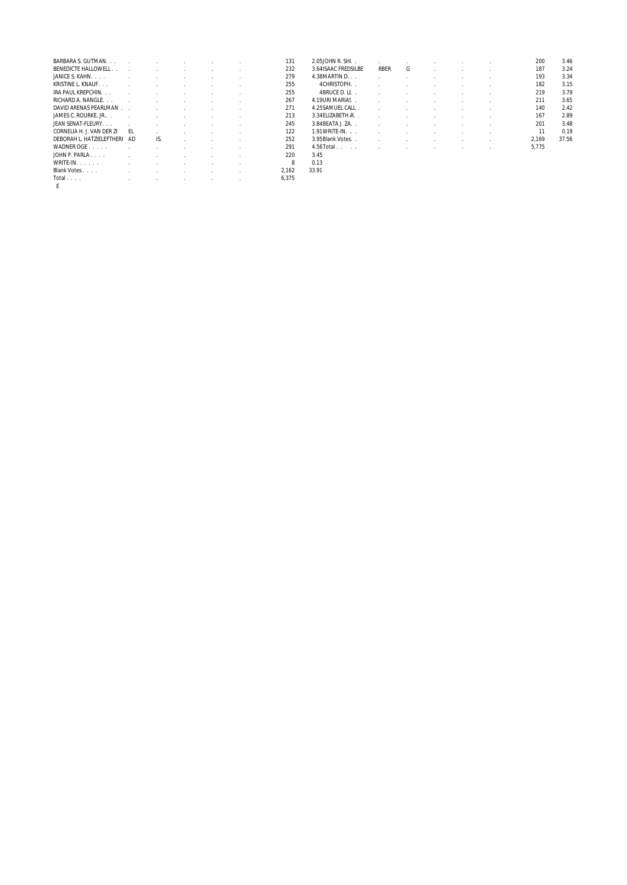| | | |
|---|---|---|
| BARBARA S. GUTMAN | 131 | 2.05 |
| BENEDICTE HALLOWELL | 232 | 3.64 |
| JANICE S. KAHN | 279 | 4.38 |
| KRISTINE L. KNAUF | 255 | 4 |
| IRA PAUL KREPCHIN | 255 | 4 |
| RICHARD A. NANGLE | 267 | 4.19 |
| DAVID ARENAS PEARLMAN | 271 | 4.25 |
| JAMES C. ROURKE, JR. | 213 | 3.34 |
| JEAN SENAT-FLEURY | 245 | 3.84 |
| CORNELIA H. J. VAN DER ZIEL | 122 | 1.91 |
| DEBORAH L. HATZIELEFTHERIADIS | 252 | 3.95 |
| WADNER OGE | 291 | 4.56 |
| JOHN P. PARLA | 220 | 3.45 |
| WRITE-IN | 8 | 0.13 |
| Blank Votes | 2,162 | 33.91 |
| Total | 6,375 | |

| | | |
|---|---|---|
| JOHN R. SHI | 200 | 3.46 |
| ISAAC FREDSILBERBERG | 187 | 3.24 |
| MARTIN D. | 193 | 3.34 |
| CHRISTOPH. | 182 | 3.15 |
| BRUCE D. LE | 219 | 3.79 |
| URI MARIAS | 211 | 3.65 |
| SAMUEL CALL | 140 | 2.42 |
| ELIZABETH R. | 167 | 2.89 |
| BEATA J. ZA | 201 | 3.48 |
| WRITE-IN | 11 | 0.19 |
| Blank Votes | 2,169 | 37.56 |
| Total | 5,775 | |